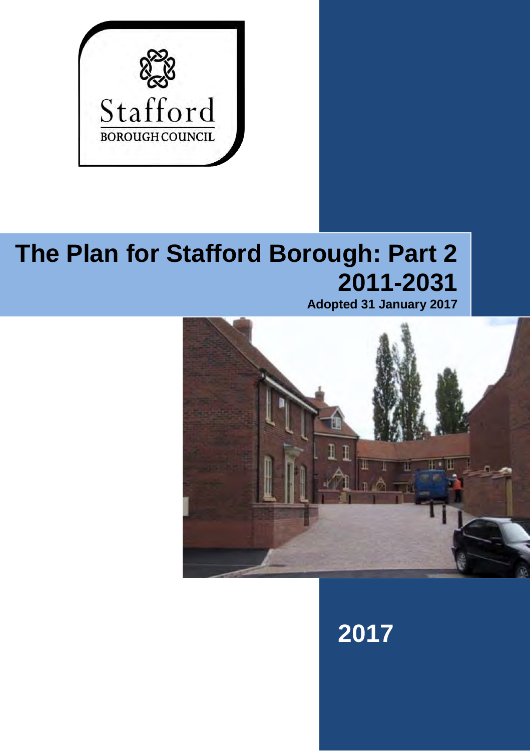Stafford

BOROUGH COUNCIL

# The Plan for Stafford Borough: Part 2 2011-2031

**Adopted 31 January 2017**

**2017**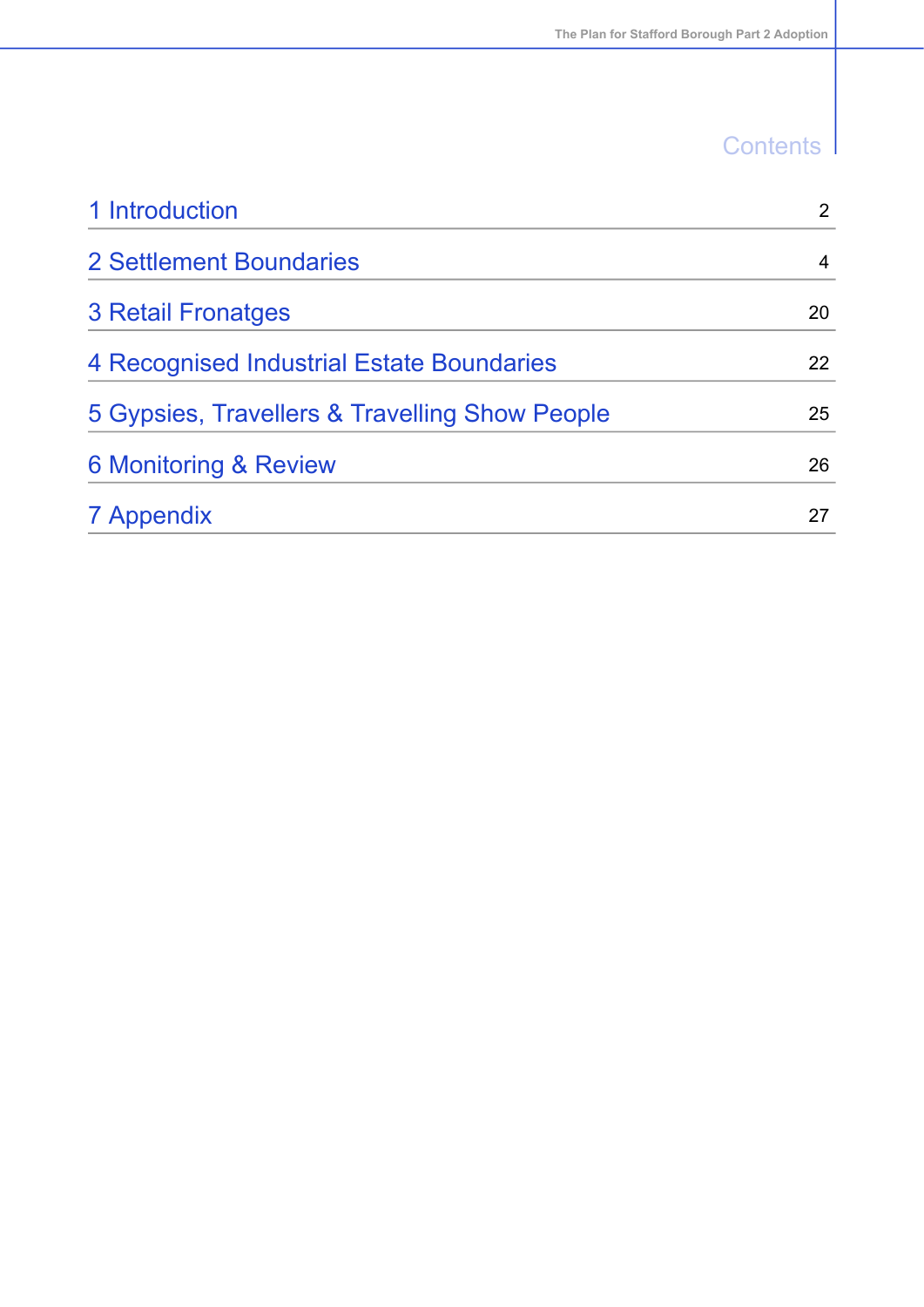# Contents

| | |
|---|---|
| 1 Introduction | 2 |
| 2 Settlement Boundaries | 4 |
| 3 Retail Fronatges | 20 |
| 4 Recognised Industrial Estate Boundaries | 22 |
| 5 Gypsies, Travellers & Travelling Show People | 25 |
| 6 Monitoring & Review | 26 |
| 7 Appendix | 27 |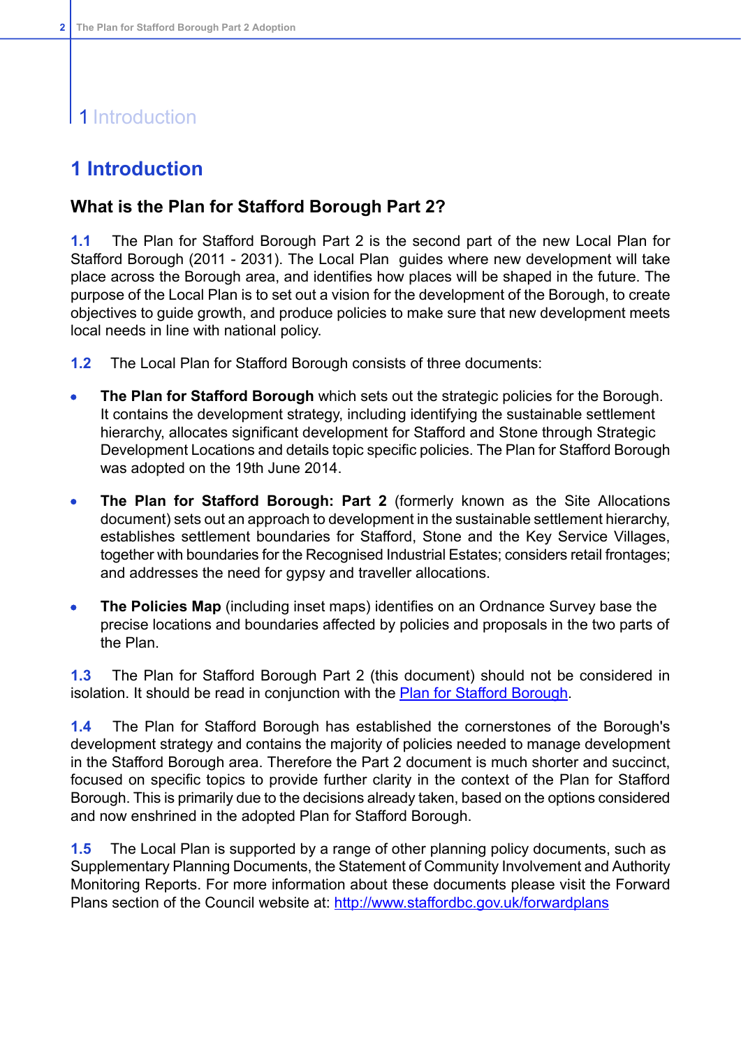# 1 Introduction

## What is the Plan for Stafford Borough Part 2?

**1.1** The Plan for Stafford Borough Part 2 is the second part of the new Local Plan for Stafford Borough (2011 - 2031). The Local Plan guides where new development will take place across the Borough area, and identifies how places will be shaped in the future. The purpose of the Local Plan is to set out a vision for the development of the Borough, to create objectives to guide growth, and produce policies to make sure that new development meets local needs in line with national policy.

**1.2** The Local Plan for Stafford Borough consists of three documents:

- **The Plan for Stafford Borough** which sets out the strategic policies for the Borough. It contains the development strategy, including identifying the sustainable settlement hierarchy, allocates significant development for Stafford and Stone through Strategic Development Locations and details topic specific policies. The Plan for Stafford Borough was adopted on the 19th June 2014.

- **The Plan for Stafford Borough: Part 2** (formerly known as the Site Allocations document) sets out an approach to development in the sustainable settlement hierarchy, establishes settlement boundaries for Stafford, Stone and the Key Service Villages, together with boundaries for the Recognised Industrial Estates; considers retail frontages; and addresses the need for gypsy and traveller allocations.

- **The Policies Map** (including inset maps) identifies on an Ordnance Survey base the precise locations and boundaries affected by policies and proposals in the two parts of the Plan.

**1.3** The Plan for Stafford Borough Part 2 (this document) should not be considered in isolation. It should be read in conjunction with the Plan for Stafford Borough.

**1.4** The Plan for Stafford Borough has established the cornerstones of the Borough's development strategy and contains the majority of policies needed to manage development in the Stafford Borough area. Therefore the Part 2 document is much shorter and succinct, focused on specific topics to provide further clarity in the context of the Plan for Stafford Borough. This is primarily due to the decisions already taken, based on the options considered and now enshrined in the adopted Plan for Stafford Borough.

**1.5** The Local Plan is supported by a range of other planning policy documents, such as Supplementary Planning Documents, the Statement of Community Involvement and Authority Monitoring Reports. For more information about these documents please visit the Forward Plans section of the Council website at: http://www.staffordbc.gov.uk/forwardplans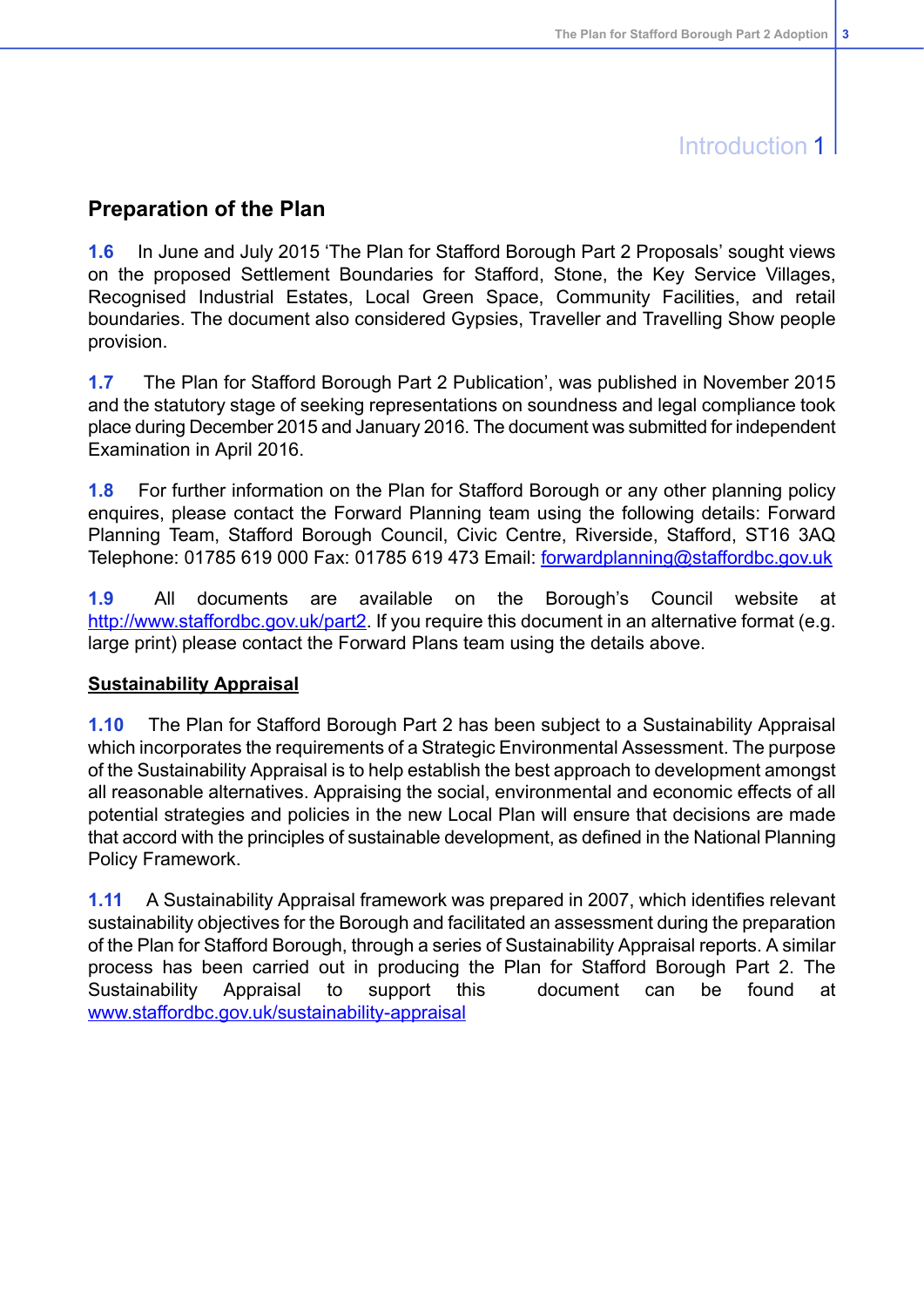# Introduction 1

## Preparation of the Plan

**1.6** In June and July 2015 'The Plan for Stafford Borough Part 2 Proposals' sought views on the proposed Settlement Boundaries for Stafford, Stone, the Key Service Villages, Recognised Industrial Estates, Local Green Space, Community Facilities, and retail boundaries. The document also considered Gypsies, Traveller and Travelling Show people provision.

**1.7** The Plan for Stafford Borough Part 2 Publication', was published in November 2015 and the statutory stage of seeking representations on soundness and legal compliance took place during December 2015 and January 2016. The document was submitted for independent Examination in April 2016.

**1.8** For further information on the Plan for Stafford Borough or any other planning policy enquires, please contact the Forward Planning team using the following details: Forward Planning Team, Stafford Borough Council, Civic Centre, Riverside, Stafford, ST16 3AQ Telephone: 01785 619 000 Fax: 01785 619 473 Email: forwardplanning@staffordbc.gov.uk

**1.9** All documents are available on the Borough's Council website at http://www.staffordbc.gov.uk/part2. If you require this document in an alternative format (e.g. large print) please contact the Forward Plans team using the details above.

**Sustainability Appraisal**

**1.10** The Plan for Stafford Borough Part 2 has been subject to a Sustainability Appraisal which incorporates the requirements of a Strategic Environmental Assessment. The purpose of the Sustainability Appraisal is to help establish the best approach to development amongst all reasonable alternatives. Appraising the social, environmental and economic effects of all potential strategies and policies in the new Local Plan will ensure that decisions are made that accord with the principles of sustainable development, as defined in the National Planning Policy Framework.

**1.11** A Sustainability Appraisal framework was prepared in 2007, which identifies relevant sustainability objectives for the Borough and facilitated an assessment during the preparation of the Plan for Stafford Borough, through a series of Sustainability Appraisal reports. A similar process has been carried out in producing the Plan for Stafford Borough Part 2. The Sustainability Appraisal to support this document can be found at www.staffordbc.gov.uk/sustainability-appraisal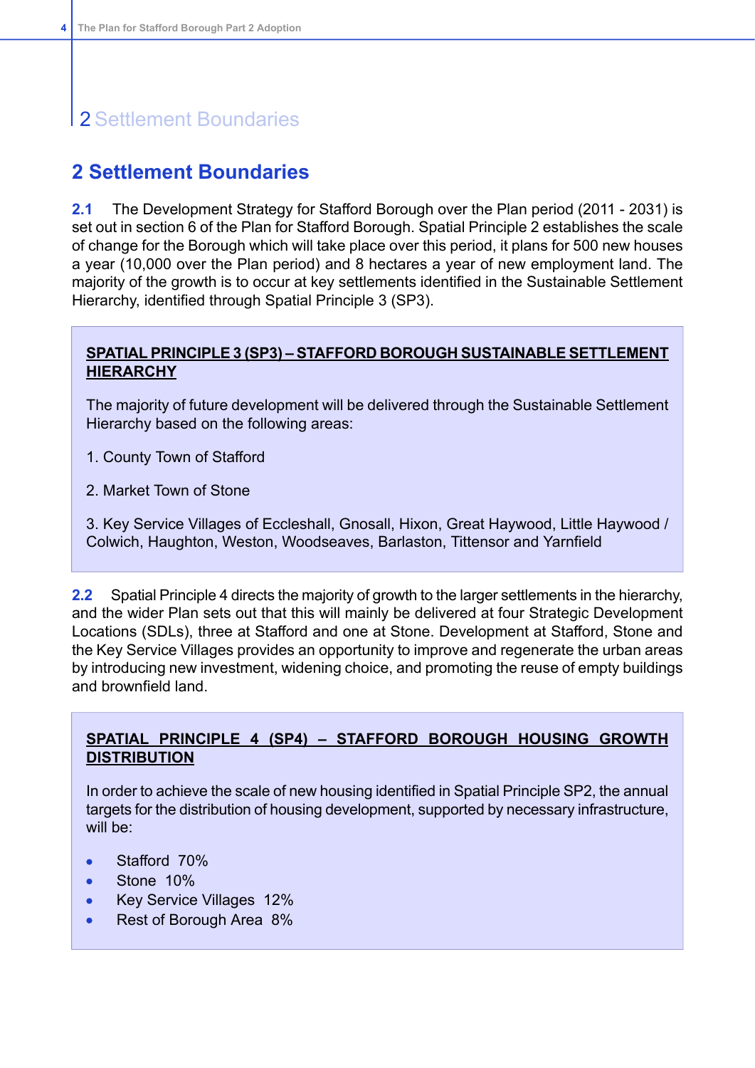# 2 Settlement Boundaries

**2.1** The Development Strategy for Stafford Borough over the Plan period (2011 - 2031) is set out in section 6 of the Plan for Stafford Borough. Spatial Principle 2 establishes the scale of change for the Borough which will take place over this period, it plans for 500 new houses a year (10,000 over the Plan period) and 8 hectares a year of new employment land. The majority of the growth is to occur at key settlements identified in the Sustainable Settlement Hierarchy, identified through Spatial Principle 3 (SP3).

**SPATIAL PRINCIPLE 3 (SP3) – STAFFORD BOROUGH SUSTAINABLE SETTLEMENT HIERARCHY**

The majority of future development will be delivered through the Sustainable Settlement Hierarchy based on the following areas:

1. County Town of Stafford

2. Market Town of Stone

3. Key Service Villages of Eccleshall, Gnosall, Hixon, Great Haywood, Little Haywood / Colwich, Haughton, Weston, Woodseaves, Barlaston, Tittensor and Yarnfield

**2.2** Spatial Principle 4 directs the majority of growth to the larger settlements in the hierarchy, and the wider Plan sets out that this will mainly be delivered at four Strategic Development Locations (SDLs), three at Stafford and one at Stone. Development at Stafford, Stone and the Key Service Villages provides an opportunity to improve and regenerate the urban areas by introducing new investment, widening choice, and promoting the reuse of empty buildings and brownfield land.

**SPATIAL PRINCIPLE 4 (SP4) – STAFFORD BOROUGH HOUSING GROWTH DISTRIBUTION**

In order to achieve the scale of new housing identified in Spatial Principle SP2, the annual targets for the distribution of housing development, supported by necessary infrastructure, will be:

- Stafford 70%
- Stone 10%
- Key Service Villages 12%
- Rest of Borough Area 8%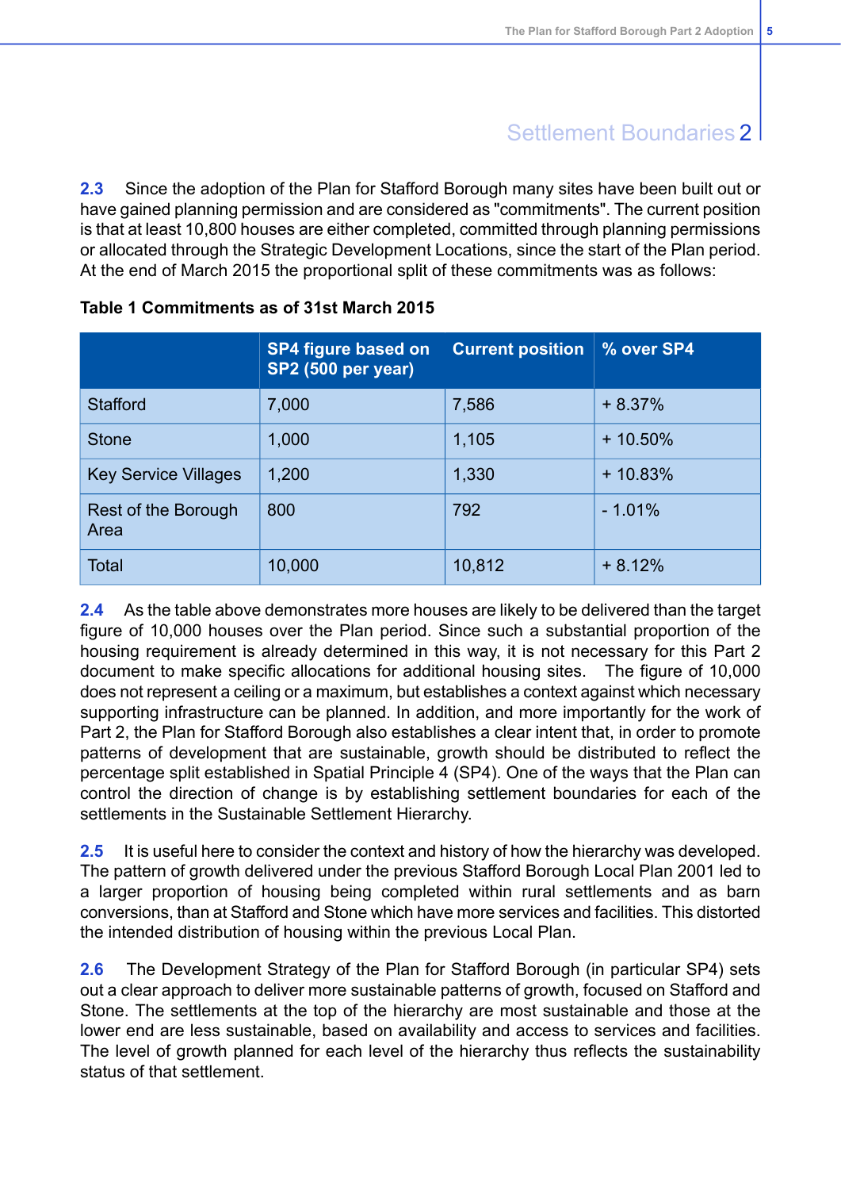# Settlement Boundaries 2

**2.3** Since the adoption of the Plan for Stafford Borough many sites have been built out or have gained planning permission and are considered as "commitments". The current position is that at least 10,800 houses are either completed, committed through planning permissions or allocated through the Strategic Development Locations, since the start of the Plan period. At the end of March 2015 the proportional split of these commitments was as follows:

**Table 1 Commitments as of 31st March 2015**

| | SP4 figure based on SP2 (500 per year) | Current position | % over SP4 |
|---|---|---|---|
| Stafford | 7,000 | 7,586 | + 8.37% |
| Stone | 1,000 | 1,105 | + 10.50% |
| Key Service Villages | 1,200 | 1,330 | + 10.83% |
| Rest of the Borough Area | 800 | 792 | - 1.01% |
| Total | 10,000 | 10,812 | + 8.12% |

**2.4** As the table above demonstrates more houses are likely to be delivered than the target figure of 10,000 houses over the Plan period. Since such a substantial proportion of the housing requirement is already determined in this way, it is not necessary for this Part 2 document to make specific allocations for additional housing sites. The figure of 10,000 does not represent a ceiling or a maximum, but establishes a context against which necessary supporting infrastructure can be planned. In addition, and more importantly for the work of Part 2, the Plan for Stafford Borough also establishes a clear intent that, in order to promote patterns of development that are sustainable, growth should be distributed to reflect the percentage split established in Spatial Principle 4 (SP4). One of the ways that the Plan can control the direction of change is by establishing settlement boundaries for each of the settlements in the Sustainable Settlement Hierarchy.

**2.5** It is useful here to consider the context and history of how the hierarchy was developed. The pattern of growth delivered under the previous Stafford Borough Local Plan 2001 led to a larger proportion of housing being completed within rural settlements and as barn conversions, than at Stafford and Stone which have more services and facilities. This distorted the intended distribution of housing within the previous Local Plan.

**2.6** The Development Strategy of the Plan for Stafford Borough (in particular SP4) sets out a clear approach to deliver more sustainable patterns of growth, focused on Stafford and Stone. The settlements at the top of the hierarchy are most sustainable and those at the lower end are less sustainable, based on availability and access to services and facilities. The level of growth planned for each level of the hierarchy thus reflects the sustainability status of that settlement.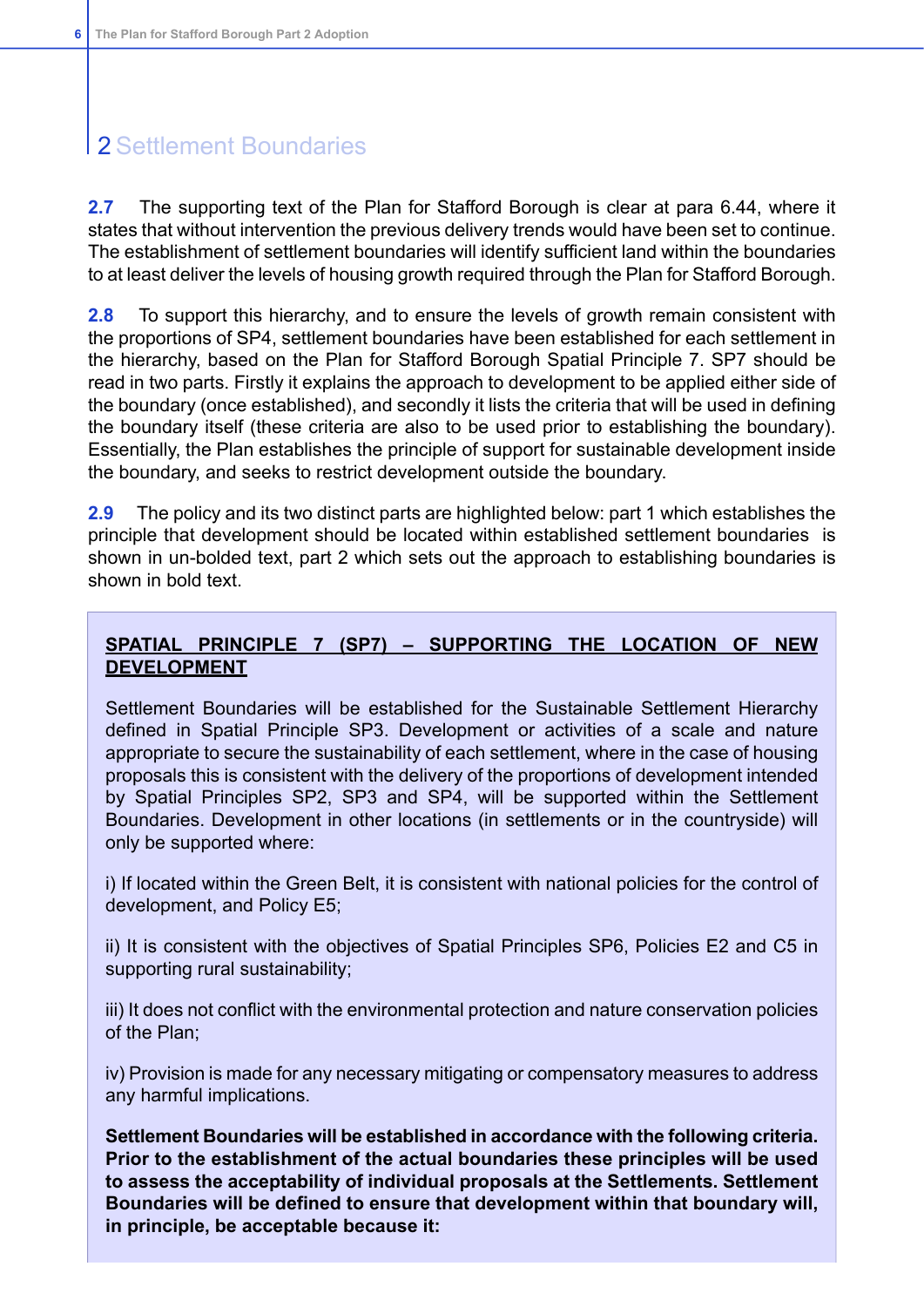## 2 Settlement Boundaries

**2.7** The supporting text of the Plan for Stafford Borough is clear at para 6.44, where it states that without intervention the previous delivery trends would have been set to continue. The establishment of settlement boundaries will identify sufficient land within the boundaries to at least deliver the levels of housing growth required through the Plan for Stafford Borough.

**2.8** To support this hierarchy, and to ensure the levels of growth remain consistent with the proportions of SP4, settlement boundaries have been established for each settlement in the hierarchy, based on the Plan for Stafford Borough Spatial Principle 7. SP7 should be read in two parts. Firstly it explains the approach to development to be applied either side of the boundary (once established), and secondly it lists the criteria that will be used in defining the boundary itself (these criteria are also to be used prior to establishing the boundary). Essentially, the Plan establishes the principle of support for sustainable development inside the boundary, and seeks to restrict development outside the boundary.

**2.9** The policy and its two distinct parts are highlighted below: part 1 which establishes the principle that development should be located within established settlement boundaries is shown in un-bolded text, part 2 which sets out the approach to establishing boundaries is shown in bold text.

**SPATIAL PRINCIPLE 7 (SP7) – SUPPORTING THE LOCATION OF NEW DEVELOPMENT**

Settlement Boundaries will be established for the Sustainable Settlement Hierarchy defined in Spatial Principle SP3. Development or activities of a scale and nature appropriate to secure the sustainability of each settlement, where in the case of housing proposals this is consistent with the delivery of the proportions of development intended by Spatial Principles SP2, SP3 and SP4, will be supported within the Settlement Boundaries. Development in other locations (in settlements or in the countryside) will only be supported where:

i) If located within the Green Belt, it is consistent with national policies for the control of development, and Policy E5;

ii) It is consistent with the objectives of Spatial Principles SP6, Policies E2 and C5 in supporting rural sustainability;

iii) It does not conflict with the environmental protection and nature conservation policies of the Plan;

iv) Provision is made for any necessary mitigating or compensatory measures to address any harmful implications.

**Settlement Boundaries will be established in accordance with the following criteria. Prior to the establishment of the actual boundaries these principles will be used to assess the acceptability of individual proposals at the Settlements. Settlement Boundaries will be defined to ensure that development within that boundary will, in principle, be acceptable because it:**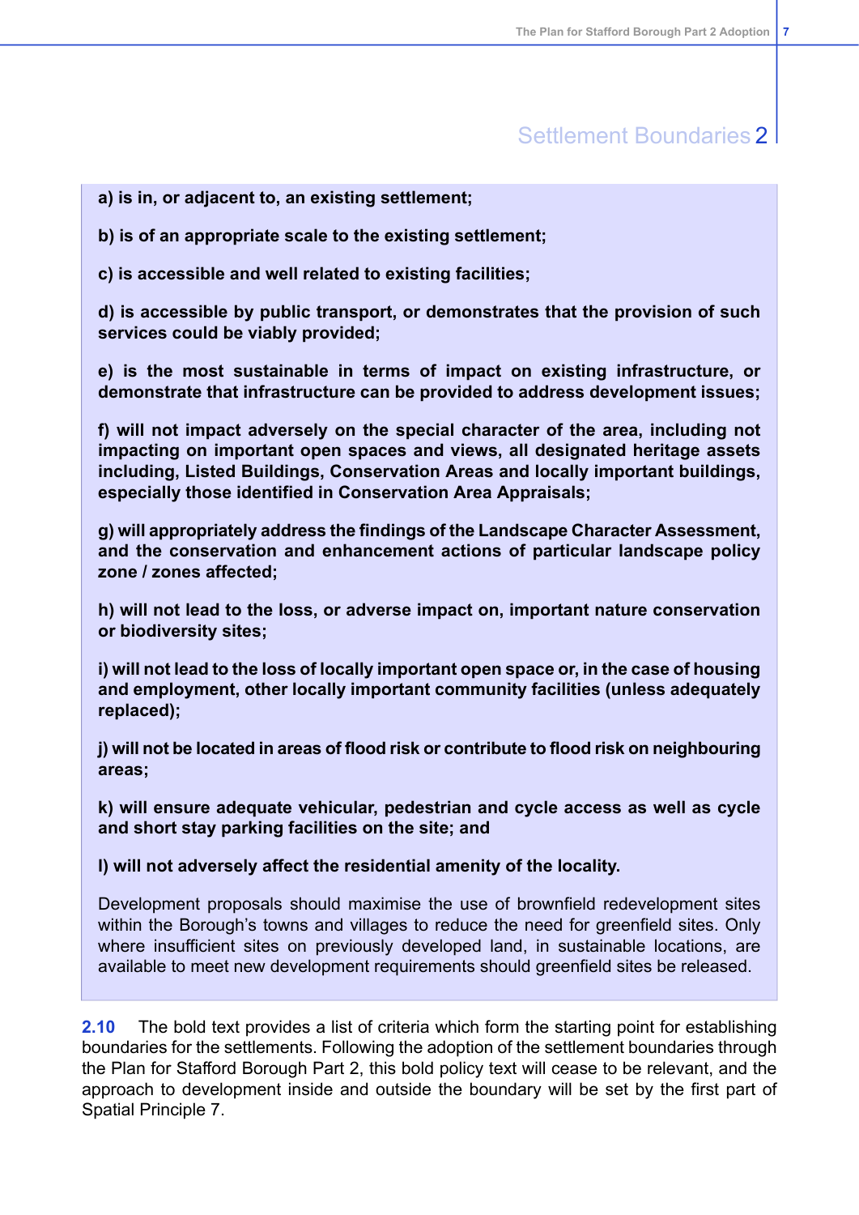**a) is in, or adjacent to, an existing settlement;**

**b) is of an appropriate scale to the existing settlement;**

**c) is accessible and well related to existing facilities;**

**d) is accessible by public transport, or demonstrates that the provision of such services could be viably provided;**

**e) is the most sustainable in terms of impact on existing infrastructure, or demonstrate that infrastructure can be provided to address development issues;**

**f) will not impact adversely on the special character of the area, including not impacting on important open spaces and views, all designated heritage assets including, Listed Buildings, Conservation Areas and locally important buildings, especially those identified in Conservation Area Appraisals;**

**g) will appropriately address the findings of the Landscape Character Assessment, and the conservation and enhancement actions of particular landscape policy zone / zones affected;**

**h) will not lead to the loss, or adverse impact on, important nature conservation or biodiversity sites;**

**i) will not lead to the loss of locally important open space or, in the case of housing and employment, other locally important community facilities (unless adequately replaced);**

**j) will not be located in areas of flood risk or contribute to flood risk on neighbouring areas;**

**k) will ensure adequate vehicular, pedestrian and cycle access as well as cycle and short stay parking facilities on the site; and**

**l) will not adversely affect the residential amenity of the locality.**

Development proposals should maximise the use of brownfield redevelopment sites within the Borough's towns and villages to reduce the need for greenfield sites. Only where insufficient sites on previously developed land, in sustainable locations, are available to meet new development requirements should greenfield sites be released.

**2.10** The bold text provides a list of criteria which form the starting point for establishing boundaries for the settlements. Following the adoption of the settlement boundaries through the Plan for Stafford Borough Part 2, this bold policy text will cease to be relevant, and the approach to development inside and outside the boundary will be set by the first part of Spatial Principle 7.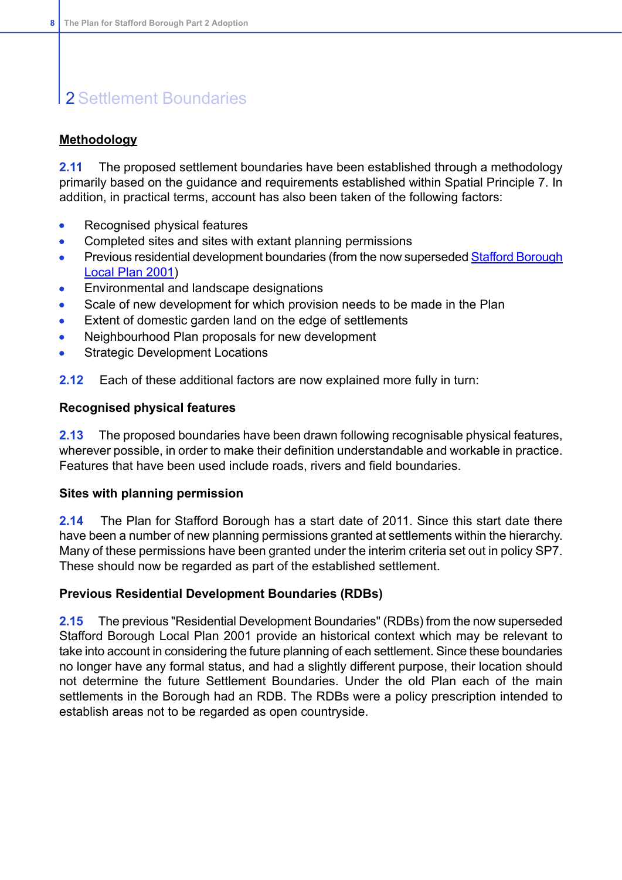# 2 Settlement Boundaries

**Methodology**

**2.11** The proposed settlement boundaries have been established through a methodology primarily based on the guidance and requirements established within Spatial Principle 7. In addition, in practical terms, account has also been taken of the following factors:

- Recognised physical features
- Completed sites and sites with extant planning permissions
- Previous residential development boundaries (from the now superseded Stafford Borough Local Plan 2001)
- Environmental and landscape designations
- Scale of new development for which provision needs to be made in the Plan
- Extent of domestic garden land on the edge of settlements
- Neighbourhood Plan proposals for new development
- Strategic Development Locations

**2.12** Each of these additional factors are now explained more fully in turn:

**Recognised physical features**

**2.13** The proposed boundaries have been drawn following recognisable physical features, wherever possible, in order to make their definition understandable and workable in practice. Features that have been used include roads, rivers and field boundaries.

**Sites with planning permission**

**2.14** The Plan for Stafford Borough has a start date of 2011. Since this start date there have been a number of new planning permissions granted at settlements within the hierarchy. Many of these permissions have been granted under the interim criteria set out in policy SP7. These should now be regarded as part of the established settlement.

**Previous Residential Development Boundaries (RDBs)**

**2.15** The previous "Residential Development Boundaries" (RDBs) from the now superseded Stafford Borough Local Plan 2001 provide an historical context which may be relevant to take into account in considering the future planning of each settlement. Since these boundaries no longer have any formal status, and had a slightly different purpose, their location should not determine the future Settlement Boundaries. Under the old Plan each of the main settlements in the Borough had an RDB. The RDBs were a policy prescription intended to establish areas not to be regarded as open countryside.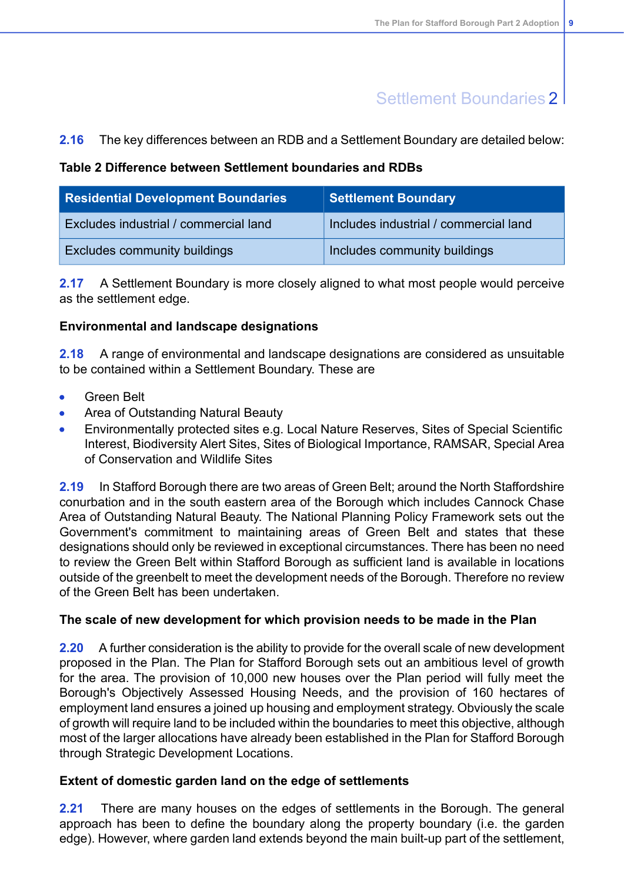## Settlement Boundaries 2

**2.16** The key differences between an RDB and a Settlement Boundary are detailed below:

**Table 2 Difference between Settlement boundaries and RDBs**

| Residential Development Boundaries | Settlement Boundary |
|---|---|
| Excludes industrial / commercial land | Includes industrial / commercial land |
| Excludes community buildings | Includes community buildings |

**2.17** A Settlement Boundary is more closely aligned to what most people would perceive as the settlement edge.

**Environmental and landscape designations**

**2.18** A range of environmental and landscape designations are considered as unsuitable to be contained within a Settlement Boundary. These are

- Green Belt
- Area of Outstanding Natural Beauty
- Environmentally protected sites e.g. Local Nature Reserves, Sites of Special Scientific Interest, Biodiversity Alert Sites, Sites of Biological Importance, RAMSAR, Special Area of Conservation and Wildlife Sites

**2.19** In Stafford Borough there are two areas of Green Belt; around the North Staffordshire conurbation and in the south eastern area of the Borough which includes Cannock Chase Area of Outstanding Natural Beauty. The National Planning Policy Framework sets out the Government's commitment to maintaining areas of Green Belt and states that these designations should only be reviewed in exceptional circumstances. There has been no need to review the Green Belt within Stafford Borough as sufficient land is available in locations outside of the greenbelt to meet the development needs of the Borough. Therefore no review of the Green Belt has been undertaken.

**The scale of new development for which provision needs to be made in the Plan**

**2.20** A further consideration is the ability to provide for the overall scale of new development proposed in the Plan. The Plan for Stafford Borough sets out an ambitious level of growth for the area. The provision of 10,000 new houses over the Plan period will fully meet the Borough's Objectively Assessed Housing Needs, and the provision of 160 hectares of employment land ensures a joined up housing and employment strategy. Obviously the scale of growth will require land to be included within the boundaries to meet this objective, although most of the larger allocations have already been established in the Plan for Stafford Borough through Strategic Development Locations.

**Extent of domestic garden land on the edge of settlements**

**2.21** There are many houses on the edges of settlements in the Borough. The general approach has been to define the boundary along the property boundary (i.e. the garden edge). However, where garden land extends beyond the main built-up part of the settlement,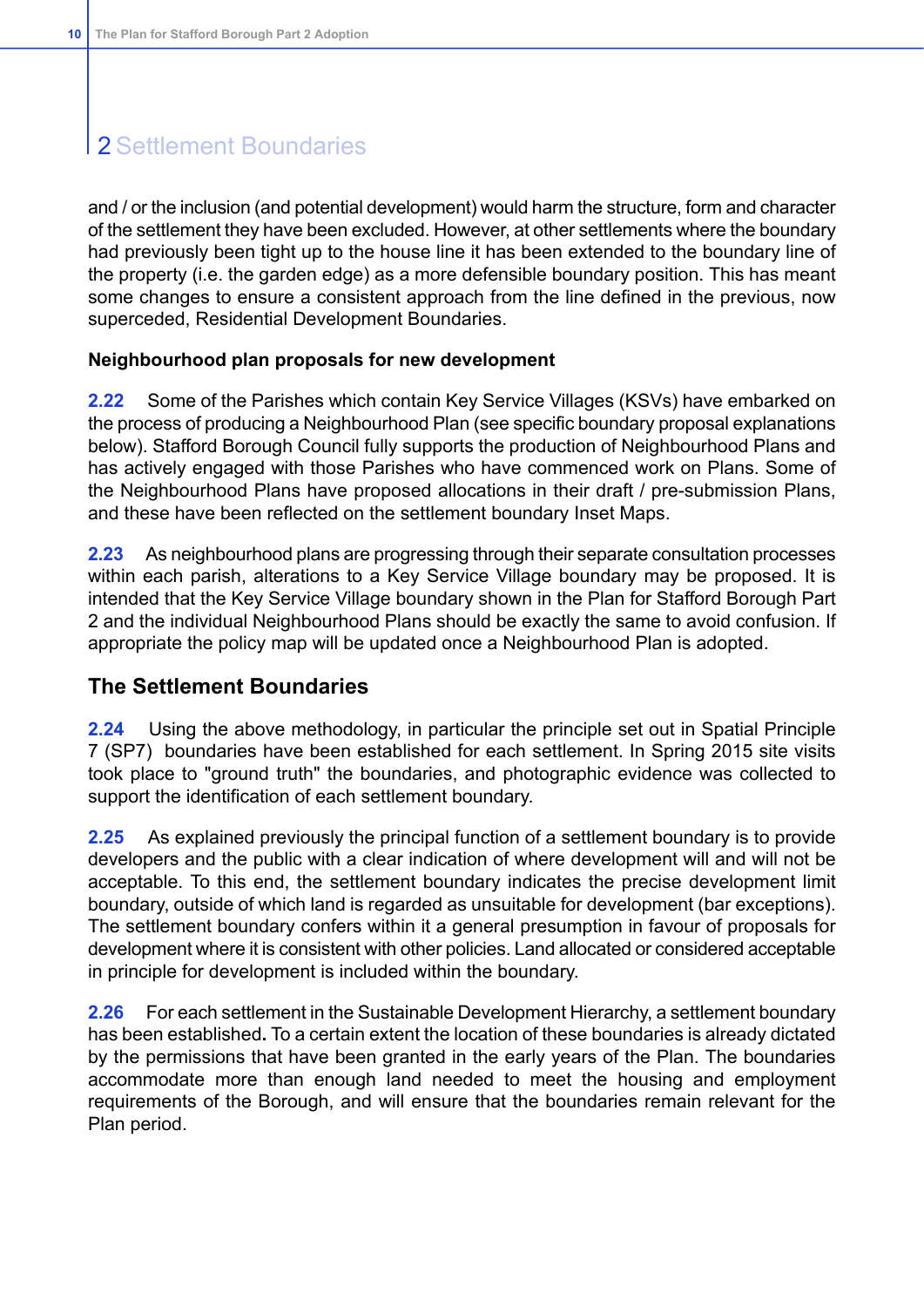and / or the inclusion (and potential development) would harm the structure, form and character of the settlement they have been excluded. However, at other settlements where the boundary had previously been tight up to the house line it has been extended to the boundary line of the property (i.e. the garden edge) as a more defensible boundary position. This has meant some changes to ensure a consistent approach from the line defined in the previous, now superceded, Residential Development Boundaries.

**Neighbourhood plan proposals for new development**

**2.22** Some of the Parishes which contain Key Service Villages (KSVs) have embarked on the process of producing a Neighbourhood Plan (see specific boundary proposal explanations below). Stafford Borough Council fully supports the production of Neighbourhood Plans and has actively engaged with those Parishes who have commenced work on Plans. Some of the Neighbourhood Plans have proposed allocations in their draft / pre-submission Plans, and these have been reflected on the settlement boundary Inset Maps.

**2.23** As neighbourhood plans are progressing through their separate consultation processes within each parish, alterations to a Key Service Village boundary may be proposed. It is intended that the Key Service Village boundary shown in the Plan for Stafford Borough Part 2 and the individual Neighbourhood Plans should be exactly the same to avoid confusion. If appropriate the policy map will be updated once a Neighbourhood Plan is adopted.

## The Settlement Boundaries

**2.24** Using the above methodology, in particular the principle set out in Spatial Principle 7 (SP7) boundaries have been established for each settlement. In Spring 2015 site visits took place to "ground truth" the boundaries, and photographic evidence was collected to support the identification of each settlement boundary.

**2.25** As explained previously the principal function of a settlement boundary is to provide developers and the public with a clear indication of where development will and will not be acceptable. To this end, the settlement boundary indicates the precise development limit boundary, outside of which land is regarded as unsuitable for development (bar exceptions). The settlement boundary confers within it a general presumption in favour of proposals for development where it is consistent with other policies. Land allocated or considered acceptable in principle for development is included within the boundary.

**2.26** For each settlement in the Sustainable Development Hierarchy, a settlement boundary has been established. To a certain extent the location of these boundaries is already dictated by the permissions that have been granted in the early years of the Plan. The boundaries accommodate more than enough land needed to meet the housing and employment requirements of the Borough, and will ensure that the boundaries remain relevant for the Plan period.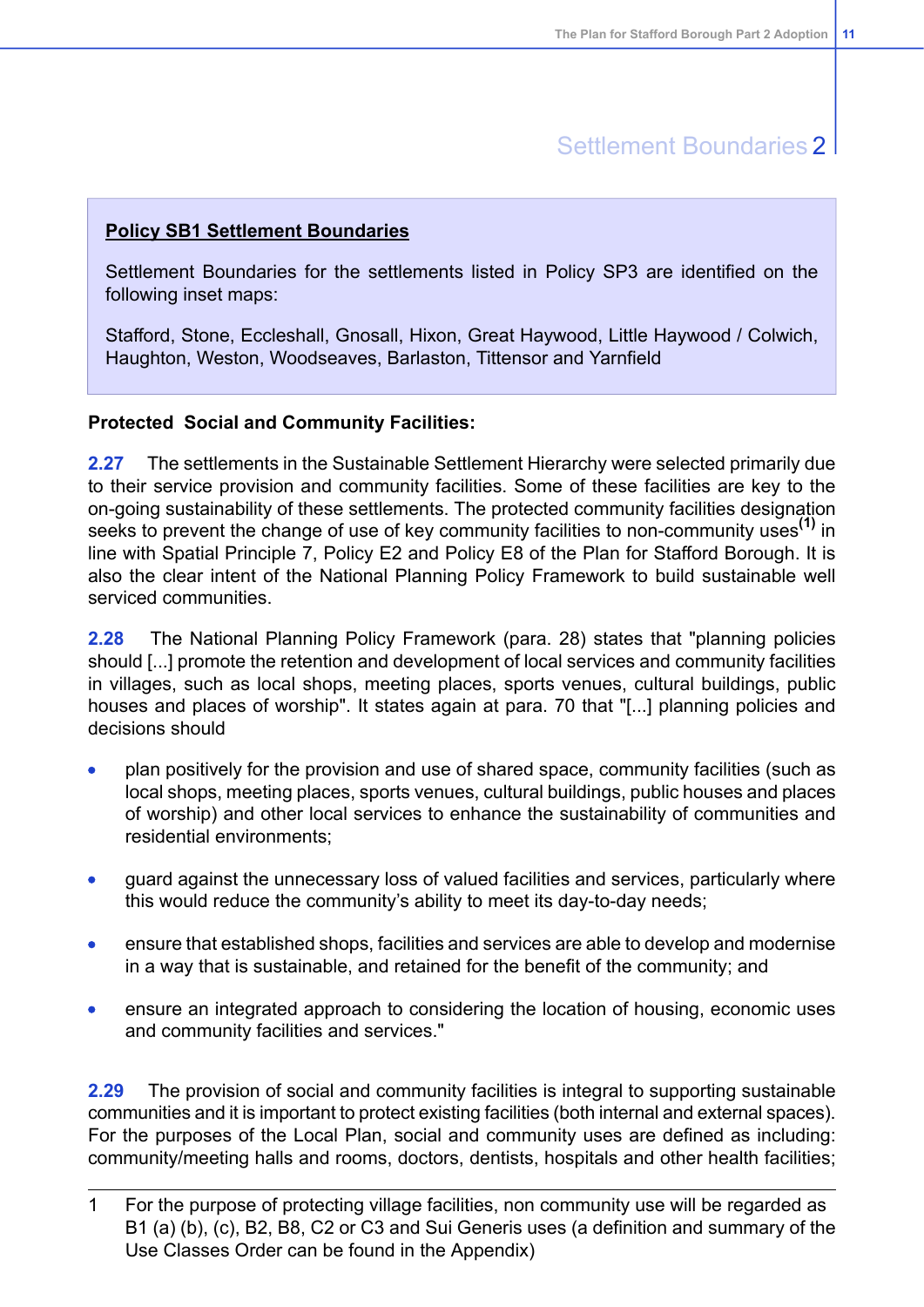## Settlement Boundaries 2

**Policy SB1 Settlement Boundaries**

Settlement Boundaries for the settlements listed in Policy SP3 are identified on the following inset maps:

Stafford, Stone, Eccleshall, Gnosall, Hixon, Great Haywood, Little Haywood / Colwich, Haughton, Weston, Woodseaves, Barlaston, Tittensor and Yarnfield

**Protected Social and Community Facilities:**

**2.27** The settlements in the Sustainable Settlement Hierarchy were selected primarily due to their service provision and community facilities. Some of these facilities are key to the on-going sustainability of these settlements. The protected community facilities designation seeks to prevent the change of use of key community facilities to non-community uses[(1)] in line with Spatial Principle 7, Policy E2 and Policy E8 of the Plan for Stafford Borough. It is also the clear intent of the National Planning Policy Framework to build sustainable well serviced communities.

**2.28** The National Planning Policy Framework (para. 28) states that "planning policies should [...] promote the retention and development of local services and community facilities in villages, such as local shops, meeting places, sports venues, cultural buildings, public houses and places of worship". It states again at para. 70 that "[...] planning policies and decisions should

- plan positively for the provision and use of shared space, community facilities (such as local shops, meeting places, sports venues, cultural buildings, public houses and places of worship) and other local services to enhance the sustainability of communities and residential environments;
- guard against the unnecessary loss of valued facilities and services, particularly where this would reduce the community's ability to meet its day-to-day needs;
- ensure that established shops, facilities and services are able to develop and modernise in a way that is sustainable, and retained for the benefit of the community; and
- ensure an integrated approach to considering the location of housing, economic uses and community facilities and services."

**2.29** The provision of social and community facilities is integral to supporting sustainable communities and it is important to protect existing facilities (both internal and external spaces). For the purposes of the Local Plan, social and community uses are defined as including: community/meeting halls and rooms, doctors, dentists, hospitals and other health facilities;

---

1 For the purpose of protecting village facilities, non community use will be regarded as B1 (a) (b), (c), B2, B8, C2 or C3 and Sui Generis uses (a definition and summary of the Use Classes Order can be found in the Appendix)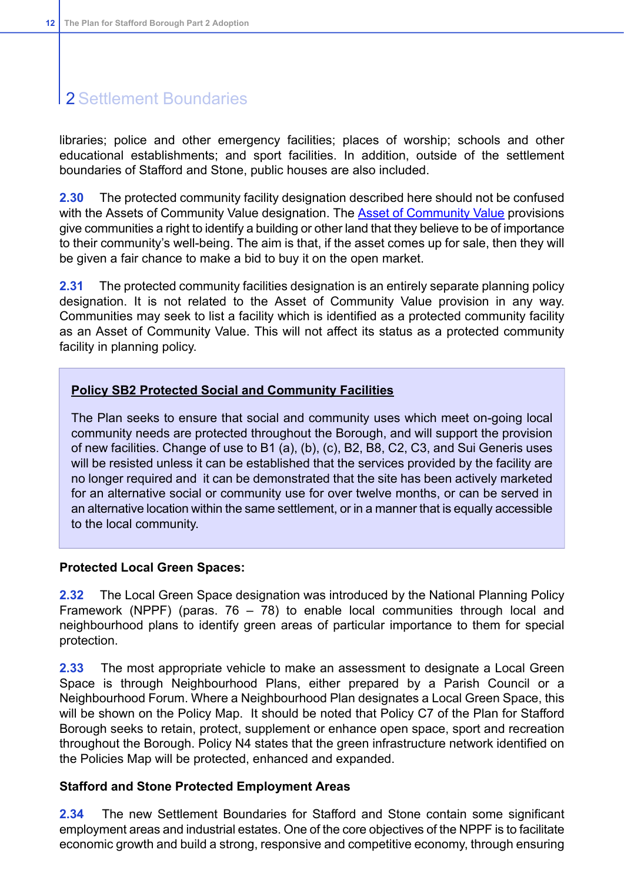## 2 Settlement Boundaries

libraries; police and other emergency facilities; places of worship; schools and other educational establishments; and sport facilities. In addition, outside of the settlement boundaries of Stafford and Stone, public houses are also included.

**2.30** The protected community facility designation described here should not be confused with the Assets of Community Value designation. The Asset of Community Value provisions give communities a right to identify a building or other land that they believe to be of importance to their community's well-being. The aim is that, if the asset comes up for sale, then they will be given a fair chance to make a bid to buy it on the open market.

**2.31** The protected community facilities designation is an entirely separate planning policy designation. It is not related to the Asset of Community Value provision in any way. Communities may seek to list a facility which is identified as a protected community facility as an Asset of Community Value. This will not affect its status as a protected community facility in planning policy.

> **Policy SB2 Protected Social and Community Facilities**
>
> The Plan seeks to ensure that social and community uses which meet on-going local community needs are protected throughout the Borough, and will support the provision of new facilities. Change of use to B1 (a), (b), (c), B2, B8, C2, C3, and Sui Generis uses will be resisted unless it can be established that the services provided by the facility are no longer required and it can be demonstrated that the site has been actively marketed for an alternative social or community use for over twelve months, or can be served in an alternative location within the same settlement, or in a manner that is equally accessible to the local community.

**Protected Local Green Spaces:**

**2.32** The Local Green Space designation was introduced by the National Planning Policy Framework (NPPF) (paras. 76 – 78) to enable local communities through local and neighbourhood plans to identify green areas of particular importance to them for special protection.

**2.33** The most appropriate vehicle to make an assessment to designate a Local Green Space is through Neighbourhood Plans, either prepared by a Parish Council or a Neighbourhood Forum. Where a Neighbourhood Plan designates a Local Green Space, this will be shown on the Policy Map. It should be noted that Policy C7 of the Plan for Stafford Borough seeks to retain, protect, supplement or enhance open space, sport and recreation throughout the Borough. Policy N4 states that the green infrastructure network identified on the Policies Map will be protected, enhanced and expanded.

**Stafford and Stone Protected Employment Areas**

**2.34** The new Settlement Boundaries for Stafford and Stone contain some significant employment areas and industrial estates. One of the core objectives of the NPPF is to facilitate economic growth and build a strong, responsive and competitive economy, through ensuring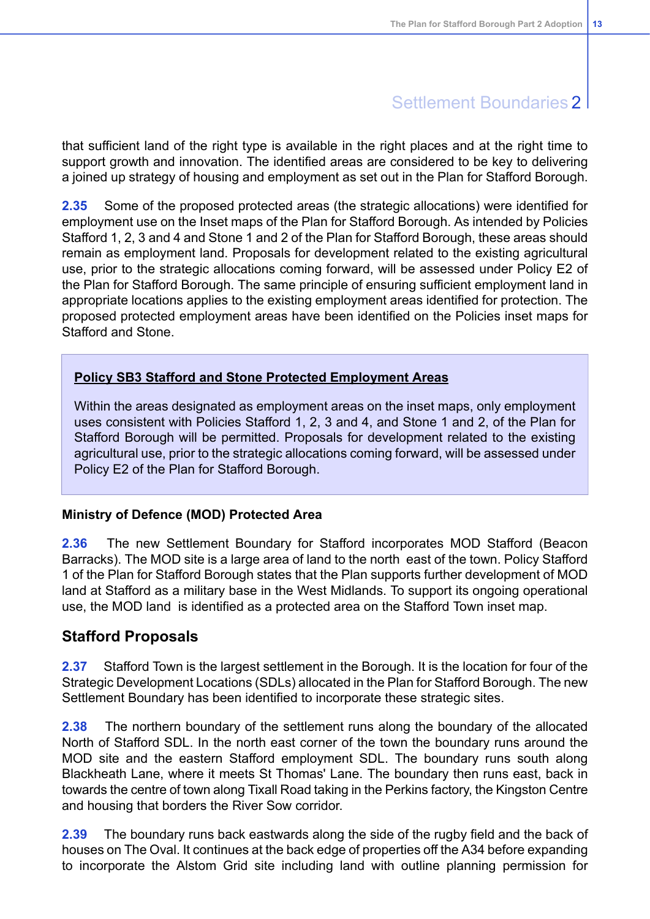that sufficient land of the right type is available in the right places and at the right time to support growth and innovation. The identified areas are considered to be key to delivering a joined up strategy of housing and employment as set out in the Plan for Stafford Borough.

**2.35** Some of the proposed protected areas (the strategic allocations) were identified for employment use on the Inset maps of the Plan for Stafford Borough. As intended by Policies Stafford 1, 2, 3 and 4 and Stone 1 and 2 of the Plan for Stafford Borough, these areas should remain as employment land. Proposals for development related to the existing agricultural use, prior to the strategic allocations coming forward, will be assessed under Policy E2 of the Plan for Stafford Borough. The same principle of ensuring sufficient employment land in appropriate locations applies to the existing employment areas identified for protection. The proposed protected employment areas have been identified on the Policies inset maps for Stafford and Stone.

> **Policy SB3 Stafford and Stone Protected Employment Areas**
>
> Within the areas designated as employment areas on the inset maps, only employment uses consistent with Policies Stafford 1, 2, 3 and 4, and Stone 1 and 2, of the Plan for Stafford Borough will be permitted. Proposals for development related to the existing agricultural use, prior to the strategic allocations coming forward, will be assessed under Policy E2 of the Plan for Stafford Borough.

### Ministry of Defence (MOD) Protected Area

**2.36** The new Settlement Boundary for Stafford incorporates MOD Stafford (Beacon Barracks). The MOD site is a large area of land to the north east of the town. Policy Stafford 1 of the Plan for Stafford Borough states that the Plan supports further development of MOD land at Stafford as a military base in the West Midlands. To support its ongoing operational use, the MOD land is identified as a protected area on the Stafford Town inset map.

## Stafford Proposals

**2.37** Stafford Town is the largest settlement in the Borough. It is the location for four of the Strategic Development Locations (SDLs) allocated in the Plan for Stafford Borough. The new Settlement Boundary has been identified to incorporate these strategic sites.

**2.38** The northern boundary of the settlement runs along the boundary of the allocated North of Stafford SDL. In the north east corner of the town the boundary runs around the MOD site and the eastern Stafford employment SDL. The boundary runs south along Blackheath Lane, where it meets St Thomas' Lane. The boundary then runs east, back in towards the centre of town along Tixall Road taking in the Perkins factory, the Kingston Centre and housing that borders the River Sow corridor.

**2.39** The boundary runs back eastwards along the side of the rugby field and the back of houses on The Oval. It continues at the back edge of properties off the A34 before expanding to incorporate the Alstom Grid site including land with outline planning permission for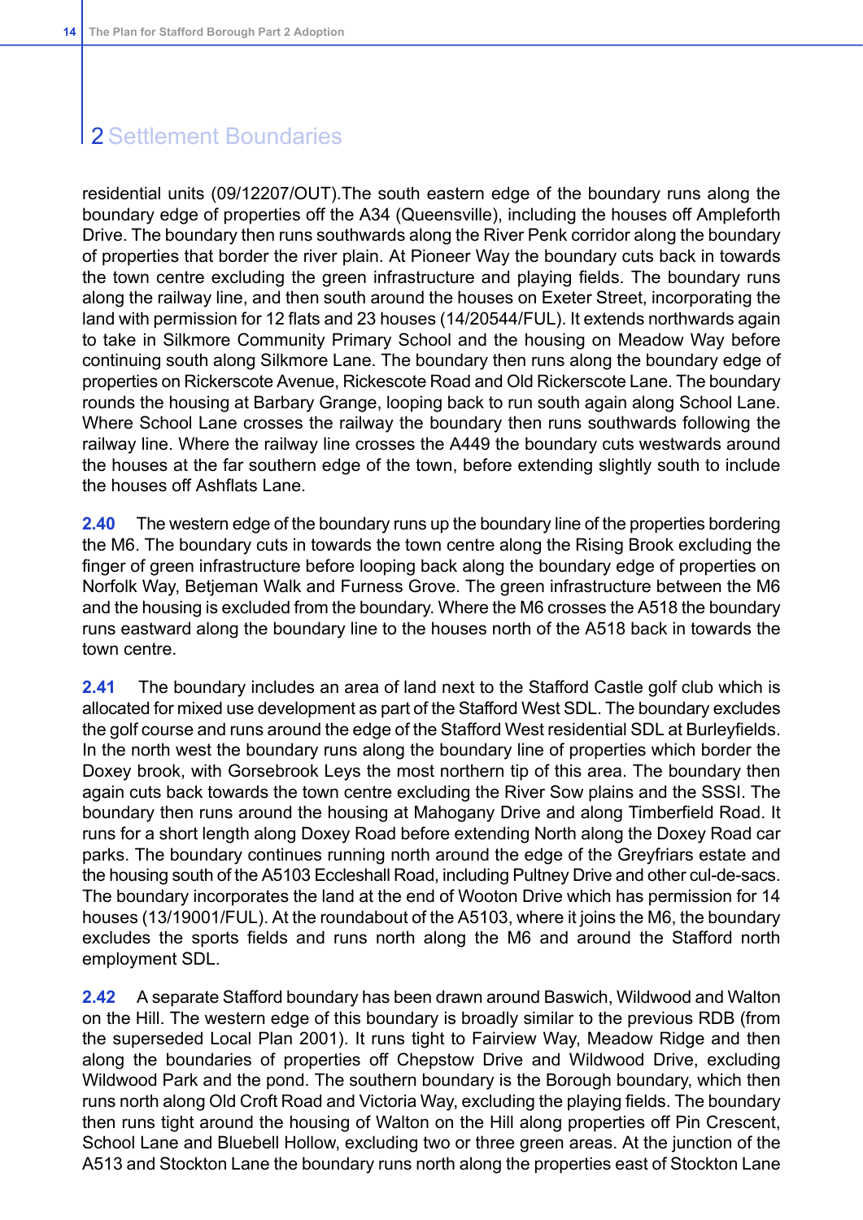## 2 Settlement Boundaries

residential units (09/12207/OUT).The south eastern edge of the boundary runs along the boundary edge of properties off the A34 (Queensville), including the houses off Ampleforth Drive. The boundary then runs southwards along the River Penk corridor along the boundary of properties that border the river plain. At Pioneer Way the boundary cuts back in towards the town centre excluding the green infrastructure and playing fields. The boundary runs along the railway line, and then south around the houses on Exeter Street, incorporating the land with permission for 12 flats and 23 houses (14/20544/FUL). It extends northwards again to take in Silkmore Community Primary School and the housing on Meadow Way before continuing south along Silkmore Lane. The boundary then runs along the boundary edge of properties on Rickerscote Avenue, Rickescote Road and Old Rickerscote Lane. The boundary rounds the housing at Barbary Grange, looping back to run south again along School Lane. Where School Lane crosses the railway the boundary then runs southwards following the railway line. Where the railway line crosses the A449 the boundary cuts westwards around the houses at the far southern edge of the town, before extending slightly south to include the houses off Ashflats Lane.

**2.40** The western edge of the boundary runs up the boundary line of the properties bordering the M6. The boundary cuts in towards the town centre along the Rising Brook excluding the finger of green infrastructure before looping back along the boundary edge of properties on Norfolk Way, Betjeman Walk and Furness Grove. The green infrastructure between the M6 and the housing is excluded from the boundary. Where the M6 crosses the A518 the boundary runs eastward along the boundary line to the houses north of the A518 back in towards the town centre.

**2.41** The boundary includes an area of land next to the Stafford Castle golf club which is allocated for mixed use development as part of the Stafford West SDL. The boundary excludes the golf course and runs around the edge of the Stafford West residential SDL at Burleyfields. In the north west the boundary runs along the boundary line of properties which border the Doxey brook, with Gorsebrook Leys the most northern tip of this area. The boundary then again cuts back towards the town centre excluding the River Sow plains and the SSSI. The boundary then runs around the housing at Mahogany Drive and along Timberfield Road. It runs for a short length along Doxey Road before extending North along the Doxey Road car parks. The boundary continues running north around the edge of the Greyfriars estate and the housing south of the A5103 Eccleshall Road, including Pultney Drive and other cul-de-sacs. The boundary incorporates the land at the end of Wooton Drive which has permission for 14 houses (13/19001/FUL). At the roundabout of the A5103, where it joins the M6, the boundary excludes the sports fields and runs north along the M6 and around the Stafford north employment SDL.

**2.42** A separate Stafford boundary has been drawn around Baswich, Wildwood and Walton on the Hill. The western edge of this boundary is broadly similar to the previous RDB (from the superseded Local Plan 2001). It runs tight to Fairview Way, Meadow Ridge and then along the boundaries of properties off Chepstow Drive and Wildwood Drive, excluding Wildwood Park and the pond. The southern boundary is the Borough boundary, which then runs north along Old Croft Road and Victoria Way, excluding the playing fields. The boundary then runs tight around the housing of Walton on the Hill along properties off Pin Crescent, School Lane and Bluebell Hollow, excluding two or three green areas. At the junction of the A513 and Stockton Lane the boundary runs north along the properties east of Stockton Lane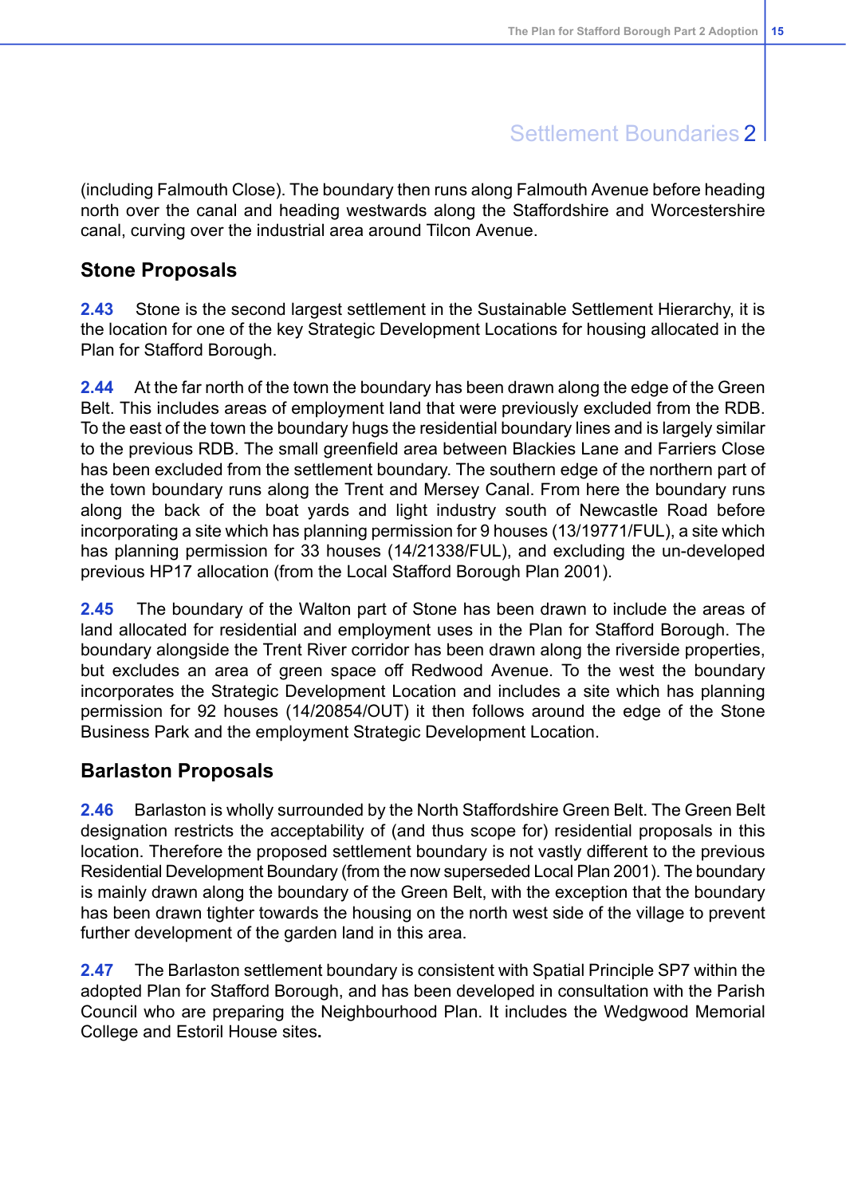(including Falmouth Close). The boundary then runs along Falmouth Avenue before heading north over the canal and heading westwards along the Staffordshire and Worcestershire canal, curving over the industrial area around Tilcon Avenue.

## Stone Proposals

**2.43** Stone is the second largest settlement in the Sustainable Settlement Hierarchy, it is the location for one of the key Strategic Development Locations for housing allocated in the Plan for Stafford Borough.

**2.44** At the far north of the town the boundary has been drawn along the edge of the Green Belt. This includes areas of employment land that were previously excluded from the RDB. To the east of the town the boundary hugs the residential boundary lines and is largely similar to the previous RDB. The small greenfield area between Blackies Lane and Farriers Close has been excluded from the settlement boundary. The southern edge of the northern part of the town boundary runs along the Trent and Mersey Canal. From here the boundary runs along the back of the boat yards and light industry south of Newcastle Road before incorporating a site which has planning permission for 9 houses (13/19771/FUL), a site which has planning permission for 33 houses (14/21338/FUL), and excluding the un-developed previous HP17 allocation (from the Local Stafford Borough Plan 2001).

**2.45** The boundary of the Walton part of Stone has been drawn to include the areas of land allocated for residential and employment uses in the Plan for Stafford Borough. The boundary alongside the Trent River corridor has been drawn along the riverside properties, but excludes an area of green space off Redwood Avenue. To the west the boundary incorporates the Strategic Development Location and includes a site which has planning permission for 92 houses (14/20854/OUT) it then follows around the edge of the Stone Business Park and the employment Strategic Development Location.

## Barlaston Proposals

**2.46** Barlaston is wholly surrounded by the North Staffordshire Green Belt. The Green Belt designation restricts the acceptability of (and thus scope for) residential proposals in this location. Therefore the proposed settlement boundary is not vastly different to the previous Residential Development Boundary (from the now superseded Local Plan 2001). The boundary is mainly drawn along the boundary of the Green Belt, with the exception that the boundary has been drawn tighter towards the housing on the north west side of the village to prevent further development of the garden land in this area.

**2.47** The Barlaston settlement boundary is consistent with Spatial Principle SP7 within the adopted Plan for Stafford Borough, and has been developed in consultation with the Parish Council who are preparing the Neighbourhood Plan. It includes the Wedgwood Memorial College and Estoril House sites.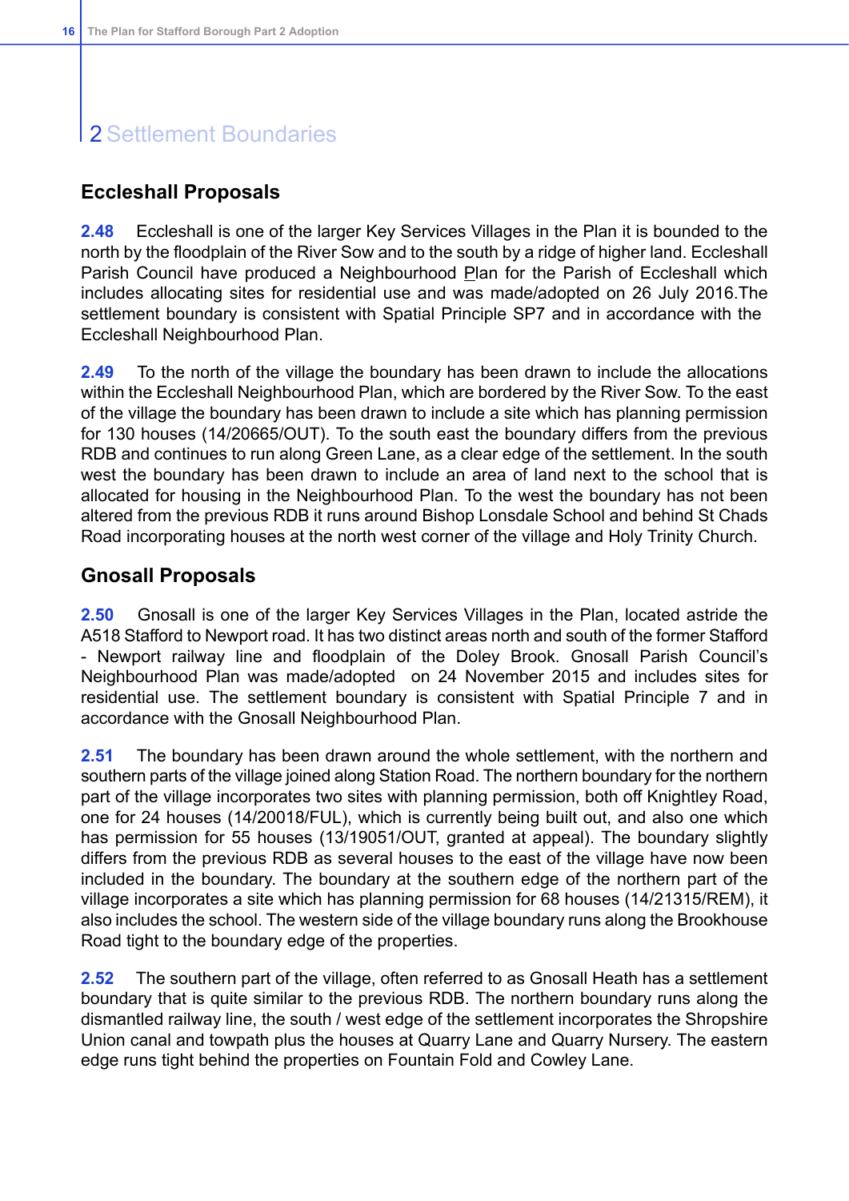## 2 Settlement Boundaries

### Eccleshall Proposals

**2.48** Eccleshall is one of the larger Key Services Villages in the Plan it is bounded to the north by the floodplain of the River Sow and to the south by a ridge of higher land. Eccleshall Parish Council have produced a Neighbourhood Plan for the Parish of Eccleshall which includes allocating sites for residential use and was made/adopted on 26 July 2016.The settlement boundary is consistent with Spatial Principle SP7 and in accordance with the Eccleshall Neighbourhood Plan.

**2.49** To the north of the village the boundary has been drawn to include the allocations within the Eccleshall Neighbourhood Plan, which are bordered by the River Sow. To the east of the village the boundary has been drawn to include a site which has planning permission for 130 houses (14/20665/OUT). To the south east the boundary differs from the previous RDB and continues to run along Green Lane, as a clear edge of the settlement. In the south west the boundary has been drawn to include an area of land next to the school that is allocated for housing in the Neighbourhood Plan. To the west the boundary has not been altered from the previous RDB it runs around Bishop Lonsdale School and behind St Chads Road incorporating houses at the north west corner of the village and Holy Trinity Church.

### Gnosall Proposals

**2.50** Gnosall is one of the larger Key Services Villages in the Plan, located astride the A518 Stafford to Newport road. It has two distinct areas north and south of the former Stafford - Newport railway line and floodplain of the Doley Brook. Gnosall Parish Council's Neighbourhood Plan was made/adopted on 24 November 2015 and includes sites for residential use. The settlement boundary is consistent with Spatial Principle 7 and in accordance with the Gnosall Neighbourhood Plan.

**2.51** The boundary has been drawn around the whole settlement, with the northern and southern parts of the village joined along Station Road. The northern boundary for the northern part of the village incorporates two sites with planning permission, both off Knightley Road, one for 24 houses (14/20018/FUL), which is currently being built out, and also one which has permission for 55 houses (13/19051/OUT, granted at appeal). The boundary slightly differs from the previous RDB as several houses to the east of the village have now been included in the boundary. The boundary at the southern edge of the northern part of the village incorporates a site which has planning permission for 68 houses (14/21315/REM), it also includes the school. The western side of the village boundary runs along the Brookhouse Road tight to the boundary edge of the properties.

**2.52** The southern part of the village, often referred to as Gnosall Heath has a settlement boundary that is quite similar to the previous RDB. The northern boundary runs along the dismantled railway line, the south / west edge of the settlement incorporates the Shropshire Union canal and towpath plus the houses at Quarry Lane and Quarry Nursery. The eastern edge runs tight behind the properties on Fountain Fold and Cowley Lane.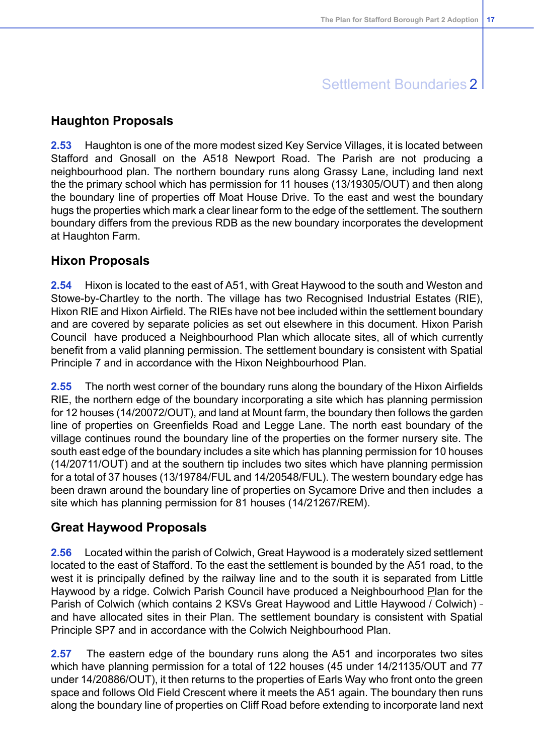## Haughton Proposals

**2.53** Haughton is one of the more modest sized Key Service Villages, it is located between Stafford and Gnosall on the A518 Newport Road. The Parish are not producing a neighbourhood plan. The northern boundary runs along Grassy Lane, including land next the the primary school which has permission for 11 houses (13/19305/OUT) and then along the boundary line of properties off Moat House Drive. To the east and west the boundary hugs the properties which mark a clear linear form to the edge of the settlement. The southern boundary differs from the previous RDB as the new boundary incorporates the development at Haughton Farm.

## Hixon Proposals

**2.54** Hixon is located to the east of A51, with Great Haywood to the south and Weston and Stowe-by-Chartley to the north. The village has two Recognised Industrial Estates (RIE), Hixon RIE and Hixon Airfield. The RIEs have not bee included within the settlement boundary and are covered by separate policies as set out elsewhere in this document. Hixon Parish Council have produced a Neighbourhood Plan which allocate sites, all of which currently benefit from a valid planning permission. The settlement boundary is consistent with Spatial Principle 7 and in accordance with the Hixon Neighbourhood Plan.

**2.55** The north west corner of the boundary runs along the boundary of the Hixon Airfields RIE, the northern edge of the boundary incorporating a site which has planning permission for 12 houses (14/20072/OUT), and land at Mount farm, the boundary then follows the garden line of properties on Greenfields Road and Legge Lane. The north east boundary of the village continues round the boundary line of the properties on the former nursery site. The south east edge of the boundary includes a site which has planning permission for 10 houses (14/20711/OUT) and at the southern tip includes two sites which have planning permission for a total of 37 houses (13/19784/FUL and 14/20548/FUL). The western boundary edge has been drawn around the boundary line of properties on Sycamore Drive and then includes a site which has planning permission for 81 houses (14/21267/REM).

## Great Haywood Proposals

**2.56** Located within the parish of Colwich, Great Haywood is a moderately sized settlement located to the east of Stafford. To the east the settlement is bounded by the A51 road, to the west it is principally defined by the railway line and to the south it is separated from Little Haywood by a ridge. Colwich Parish Council have produced a Neighbourhood Plan for the Parish of Colwich (which contains 2 KSVs Great Haywood and Little Haywood / Colwich) and have allocated sites in their Plan. The settlement boundary is consistent with Spatial Principle SP7 and in accordance with the Colwich Neighbourhood Plan.

**2.57** The eastern edge of the boundary runs along the A51 and incorporates two sites which have planning permission for a total of 122 houses (45 under 14/21135/OUT and 77 under 14/20886/OUT), it then returns to the properties of Earls Way who front onto the green space and follows Old Field Crescent where it meets the A51 again. The boundary then runs along the boundary line of properties on Cliff Road before extending to incorporate land next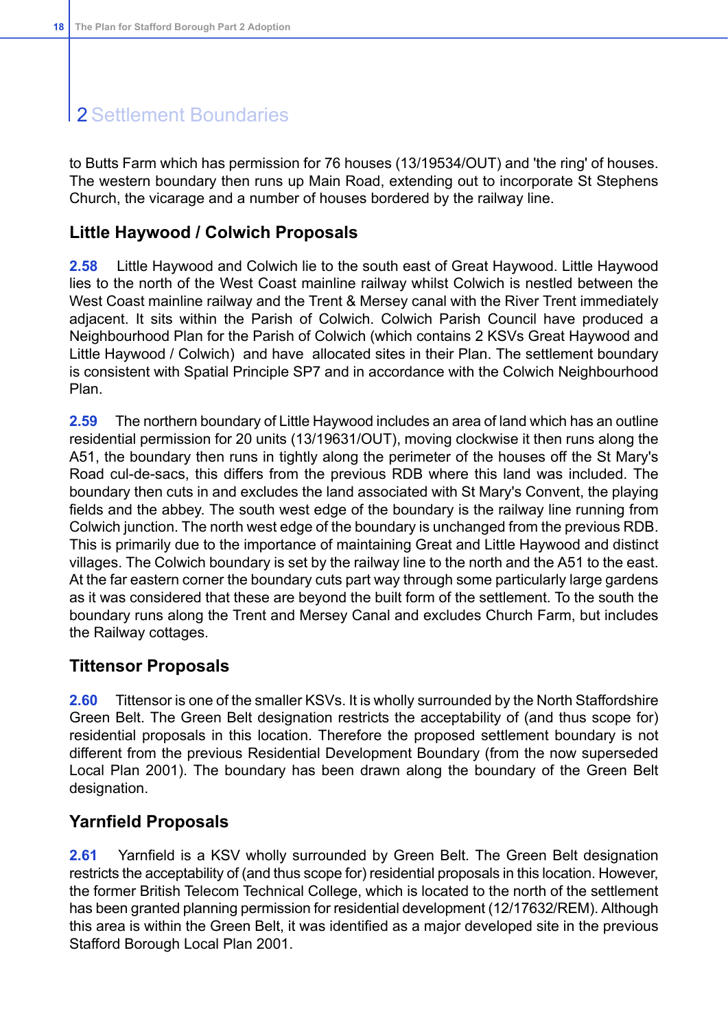## 2 Settlement Boundaries

to Butts Farm which has permission for 76 houses (13/19534/OUT) and 'the ring' of houses. The western boundary then runs up Main Road, extending out to incorporate St Stephens Church, the vicarage and a number of houses bordered by the railway line.

### Little Haywood / Colwich Proposals

**2.58** Little Haywood and Colwich lie to the south east of Great Haywood. Little Haywood lies to the north of the West Coast mainline railway whilst Colwich is nestled between the West Coast mainline railway and the Trent & Mersey canal with the River Trent immediately adjacent. It sits within the Parish of Colwich. Colwich Parish Council have produced a Neighbourhood Plan for the Parish of Colwich (which contains 2 KSVs Great Haywood and Little Haywood / Colwich) and have allocated sites in their Plan. The settlement boundary is consistent with Spatial Principle SP7 and in accordance with the Colwich Neighbourhood Plan.

**2.59** The northern boundary of Little Haywood includes an area of land which has an outline residential permission for 20 units (13/19631/OUT), moving clockwise it then runs along the A51, the boundary then runs in tightly along the perimeter of the houses off the St Mary's Road cul-de-sacs, this differs from the previous RDB where this land was included. The boundary then cuts in and excludes the land associated with St Mary's Convent, the playing fields and the abbey. The south west edge of the boundary is the railway line running from Colwich junction. The north west edge of the boundary is unchanged from the previous RDB. This is primarily due to the importance of maintaining Great and Little Haywood and distinct villages. The Colwich boundary is set by the railway line to the north and the A51 to the east. At the far eastern corner the boundary cuts part way through some particularly large gardens as it was considered that these are beyond the built form of the settlement. To the south the boundary runs along the Trent and Mersey Canal and excludes Church Farm, but includes the Railway cottages.

### Tittensor Proposals

**2.60** Tittensor is one of the smaller KSVs. It is wholly surrounded by the North Staffordshire Green Belt. The Green Belt designation restricts the acceptability of (and thus scope for) residential proposals in this location. Therefore the proposed settlement boundary is not different from the previous Residential Development Boundary (from the now superseded Local Plan 2001). The boundary has been drawn along the boundary of the Green Belt designation.

### Yarnfield Proposals

**2.61** Yarnfield is a KSV wholly surrounded by Green Belt. The Green Belt designation restricts the acceptability of (and thus scope for) residential proposals in this location. However, the former British Telecom Technical College, which is located to the north of the settlement has been granted planning permission for residential development (12/17632/REM). Although this area is within the Green Belt, it was identified as a major developed site in the previous Stafford Borough Local Plan 2001.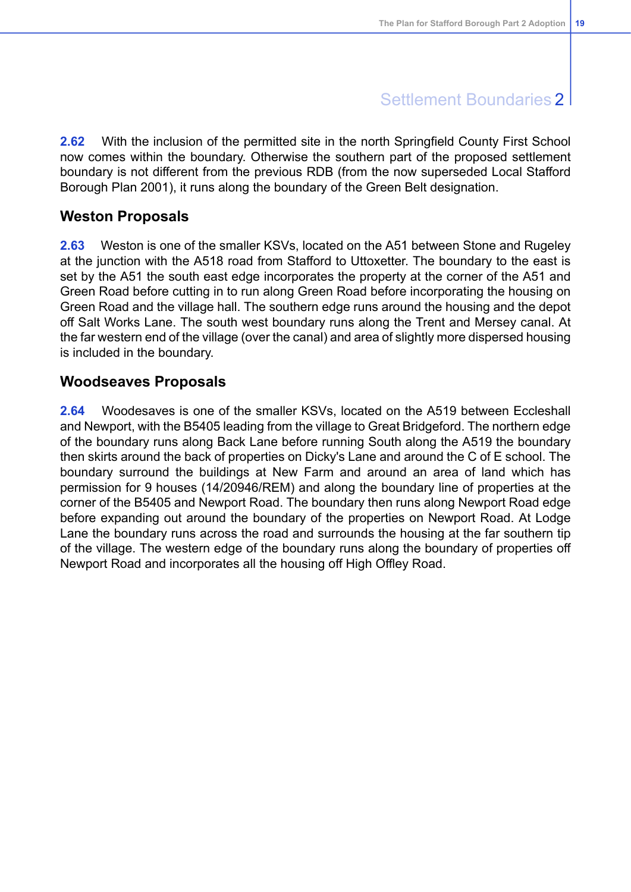**2.62** With the inclusion of the permitted site in the north Springfield County First School now comes within the boundary. Otherwise the southern part of the proposed settlement boundary is not different from the previous RDB (from the now superseded Local Stafford Borough Plan 2001), it runs along the boundary of the Green Belt designation.

## Weston Proposals

**2.63** Weston is one of the smaller KSVs, located on the A51 between Stone and Rugeley at the junction with the A518 road from Stafford to Uttoxetter. The boundary to the east is set by the A51 the south east edge incorporates the property at the corner of the A51 and Green Road before cutting in to run along Green Road before incorporating the housing on Green Road and the village hall. The southern edge runs around the housing and the depot off Salt Works Lane. The south west boundary runs along the Trent and Mersey canal. At the far western end of the village (over the canal) and area of slightly more dispersed housing is included in the boundary.

## Woodseaves Proposals

**2.64** Woodesaves is one of the smaller KSVs, located on the A519 between Eccleshall and Newport, with the B5405 leading from the village to Great Bridgeford. The northern edge of the boundary runs along Back Lane before running South along the A519 the boundary then skirts around the back of properties on Dicky's Lane and around the C of E school. The boundary surround the buildings at New Farm and around an area of land which has permission for 9 houses (14/20946/REM) and along the boundary line of properties at the corner of the B5405 and Newport Road. The boundary then runs along Newport Road edge before expanding out around the boundary of the properties on Newport Road. At Lodge Lane the boundary runs across the road and surrounds the housing at the far southern tip of the village. The western edge of the boundary runs along the boundary of properties off Newport Road and incorporates all the housing off High Offley Road.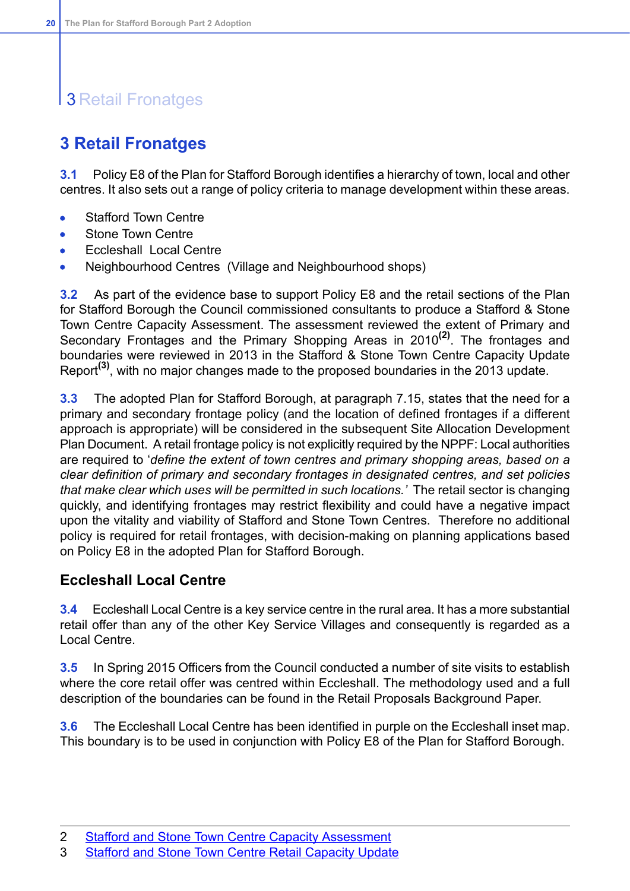# 3 Retail Fronatges

**3.1** Policy E8 of the Plan for Stafford Borough identifies a hierarchy of town, local and other centres. It also sets out a range of policy criteria to manage development within these areas.

- Stafford Town Centre
- Stone Town Centre
- Eccleshall Local Centre
- Neighbourhood Centres (Village and Neighbourhood shops)

**3.2** As part of the evidence base to support Policy E8 and the retail sections of the Plan for Stafford Borough the Council commissioned consultants to produce a Stafford & Stone Town Centre Capacity Assessment. The assessment reviewed the extent of Primary and Secondary Frontages and the Primary Shopping Areas in 2010[2]. The frontages and boundaries were reviewed in 2013 in the Stafford & Stone Town Centre Capacity Update Report[3], with no major changes made to the proposed boundaries in the 2013 update.

**3.3** The adopted Plan for Stafford Borough, at paragraph 7.15, states that the need for a primary and secondary frontage policy (and the location of defined frontages if a different approach is appropriate) will be considered in the subsequent Site Allocation Development Plan Document. A retail frontage policy is not explicitly required by the NPPF: Local authorities are required to '*define the extent of town centres and primary shopping areas, based on a clear definition of primary and secondary frontages in designated centres, and set policies that make clear which uses will be permitted in such locations.*' The retail sector is changing quickly, and identifying frontages may restrict flexibility and could have a negative impact upon the vitality and viability of Stafford and Stone Town Centres. Therefore no additional policy is required for retail frontages, with decision-making on planning applications based on Policy E8 in the adopted Plan for Stafford Borough.

## Eccleshall Local Centre

**3.4** Eccleshall Local Centre is a key service centre in the rural area. It has a more substantial retail offer than any of the other Key Service Villages and consequently is regarded as a Local Centre.

**3.5** In Spring 2015 Officers from the Council conducted a number of site visits to establish where the core retail offer was centred within Eccleshall. The methodology used and a full description of the boundaries can be found in the Retail Proposals Background Paper.

**3.6** The Eccleshall Local Centre has been identified in purple on the Eccleshall inset map. This boundary is to be used in conjunction with Policy E8 of the Plan for Stafford Borough.

---

2 Stafford and Stone Town Centre Capacity Assessment

3 Stafford and Stone Town Centre Retail Capacity Update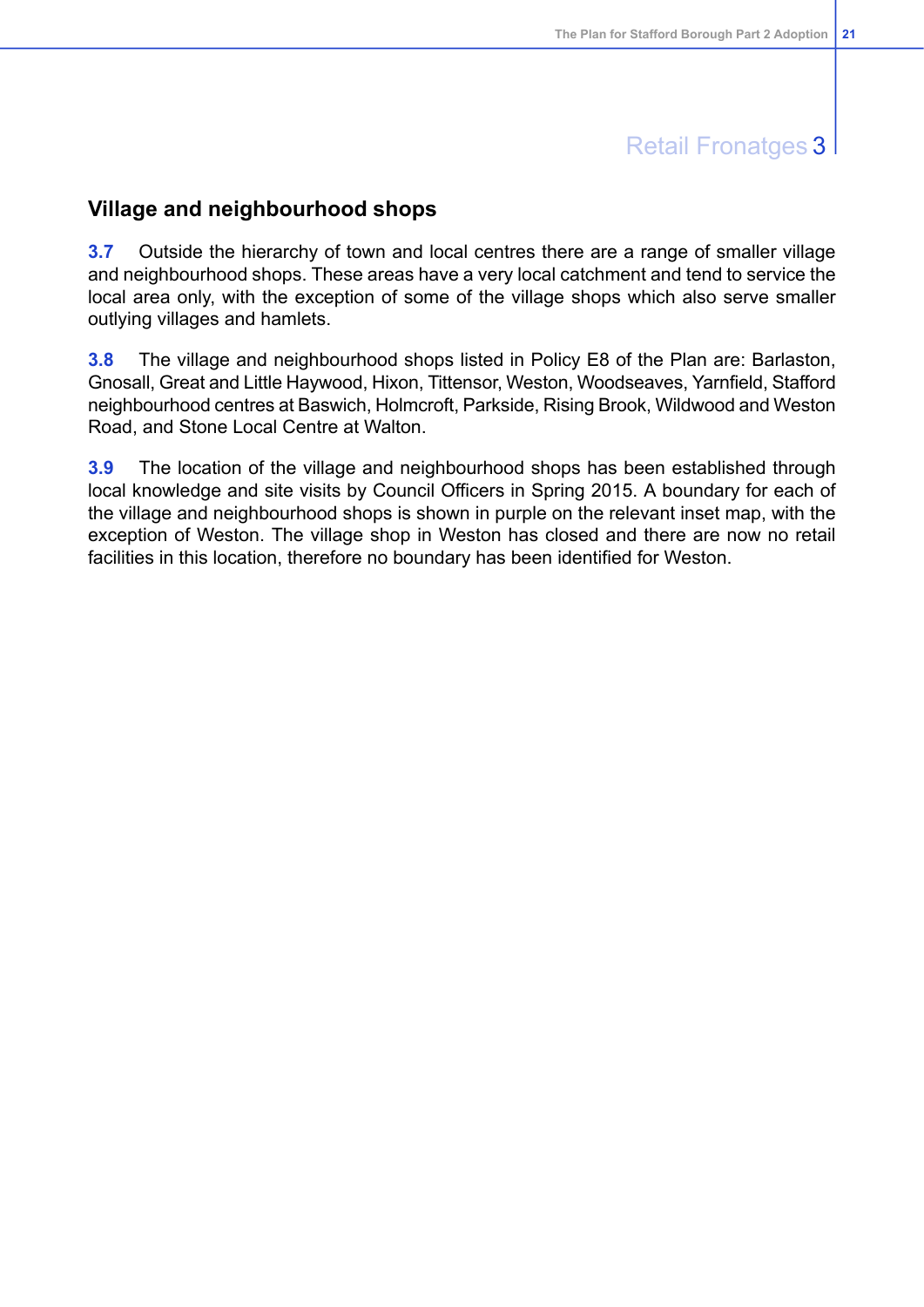## Village and neighbourhood shops

**3.7** Outside the hierarchy of town and local centres there are a range of smaller village and neighbourhood shops. These areas have a very local catchment and tend to service the local area only, with the exception of some of the village shops which also serve smaller outlying villages and hamlets.

**3.8** The village and neighbourhood shops listed in Policy E8 of the Plan are: Barlaston, Gnosall, Great and Little Haywood, Hixon, Tittensor, Weston, Woodseaves, Yarnfield, Stafford neighbourhood centres at Baswich, Holmcroft, Parkside, Rising Brook, Wildwood and Weston Road, and Stone Local Centre at Walton.

**3.9** The location of the village and neighbourhood shops has been established through local knowledge and site visits by Council Officers in Spring 2015. A boundary for each of the village and neighbourhood shops is shown in purple on the relevant inset map, with the exception of Weston. The village shop in Weston has closed and there are now no retail facilities in this location, therefore no boundary has been identified for Weston.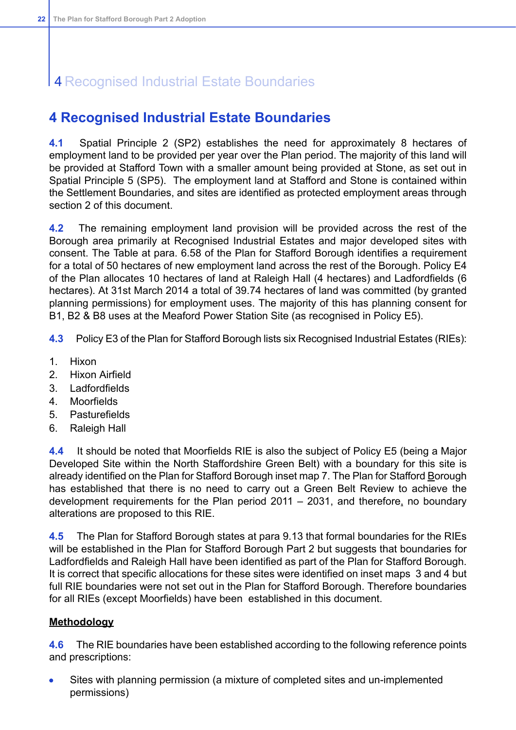# 4 Recognised Industrial Estate Boundaries

**4.1** Spatial Principle 2 (SP2) establishes the need for approximately 8 hectares of employment land to be provided per year over the Plan period. The majority of this land will be provided at Stafford Town with a smaller amount being provided at Stone, as set out in Spatial Principle 5 (SP5). The employment land at Stafford and Stone is contained within the Settlement Boundaries, and sites are identified as protected employment areas through section 2 of this document.

**4.2** The remaining employment land provision will be provided across the rest of the Borough area primarily at Recognised Industrial Estates and major developed sites with consent. The Table at para. 6.58 of the Plan for Stafford Borough identifies a requirement for a total of 50 hectares of new employment land across the rest of the Borough. Policy E4 of the Plan allocates 10 hectares of land at Raleigh Hall (4 hectares) and Ladfordfields (6 hectares). At 31st March 2014 a total of 39.74 hectares of land was committed (by granted planning permissions) for employment uses. The majority of this has planning consent for B1, B2 & B8 uses at the Meaford Power Station Site (as recognised in Policy E5).

**4.3** Policy E3 of the Plan for Stafford Borough lists six Recognised Industrial Estates (RIEs):

1. Hixon
2. Hixon Airfield
3. Ladfordfields
4. Moorfields
5. Pasturefields
6. Raleigh Hall

**4.4** It should be noted that Moorfields RIE is also the subject of Policy E5 (being a Major Developed Site within the North Staffordshire Green Belt) with a boundary for this site is already identified on the Plan for Stafford Borough inset map 7. The Plan for Stafford Borough has established that there is no need to carry out a Green Belt Review to achieve the development requirements for the Plan period 2011 – 2031, and therefore, no boundary alterations are proposed to this RIE.

**4.5** The Plan for Stafford Borough states at para 9.13 that formal boundaries for the RIEs will be established in the Plan for Stafford Borough Part 2 but suggests that boundaries for Ladfordfields and Raleigh Hall have been identified as part of the Plan for Stafford Borough. It is correct that specific allocations for these sites were identified on inset maps 3 and 4 but full RIE boundaries were not set out in the Plan for Stafford Borough. Therefore boundaries for all RIEs (except Moorfields) have been established in this document.

**Methodology**

**4.6** The RIE boundaries have been established according to the following reference points and prescriptions:

- Sites with planning permission (a mixture of completed sites and un-implemented permissions)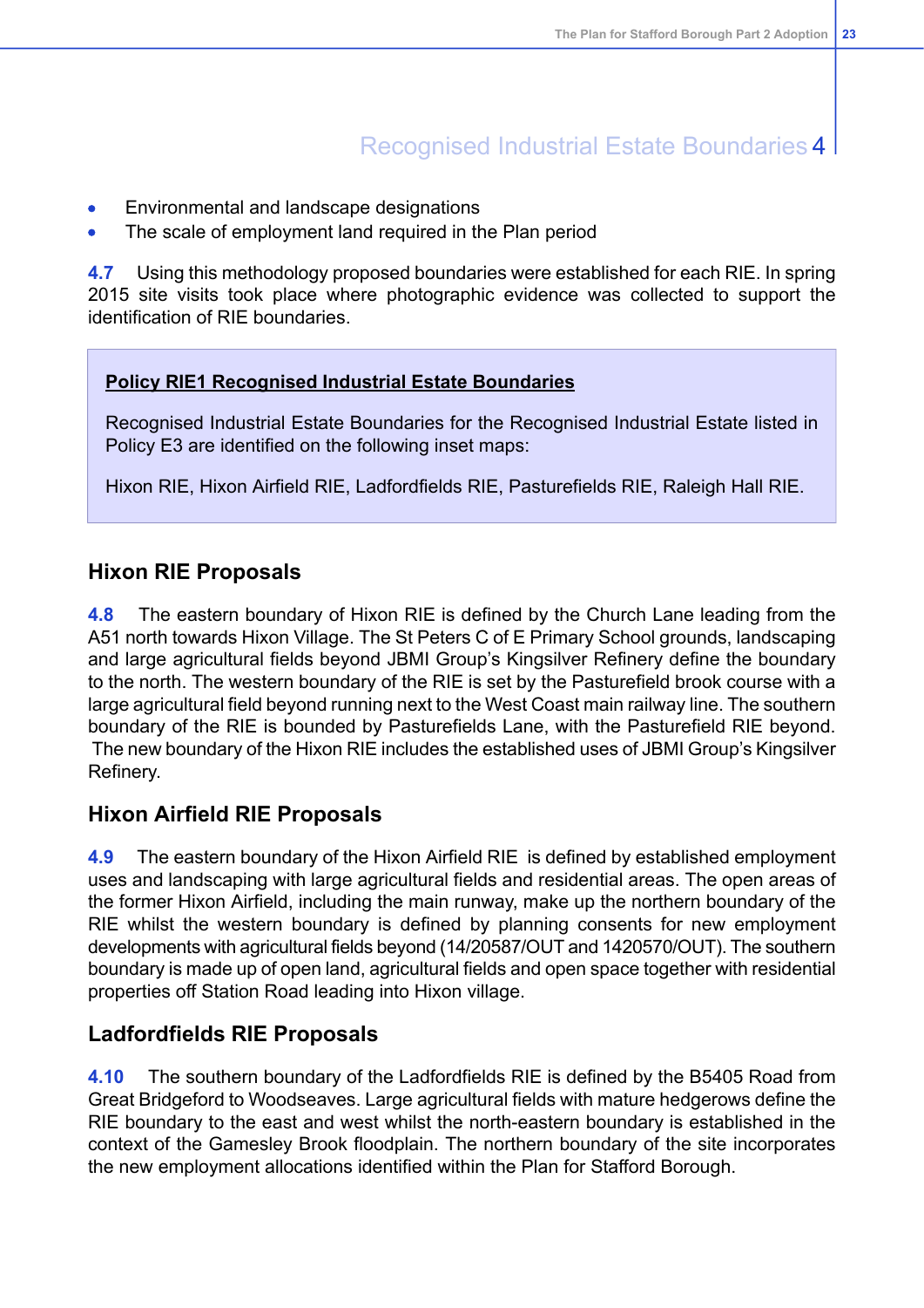# Recognised Industrial Estate Boundaries 4

- Environmental and landscape designations
- The scale of employment land required in the Plan period

**4.7** Using this methodology proposed boundaries were established for each RIE. In spring 2015 site visits took place where photographic evidence was collected to support the identification of RIE boundaries.

> **Policy RIE1 Recognised Industrial Estate Boundaries**
>
> Recognised Industrial Estate Boundaries for the Recognised Industrial Estate listed in Policy E3 are identified on the following inset maps:
>
> Hixon RIE, Hixon Airfield RIE, Ladfordfields RIE, Pasturefields RIE, Raleigh Hall RIE.

## Hixon RIE Proposals

**4.8** The eastern boundary of Hixon RIE is defined by the Church Lane leading from the A51 north towards Hixon Village. The St Peters C of E Primary School grounds, landscaping and large agricultural fields beyond JBMI Group's Kingsilver Refinery define the boundary to the north. The western boundary of the RIE is set by the Pasturefield brook course with a large agricultural field beyond running next to the West Coast main railway line. The southern boundary of the RIE is bounded by Pasturefields Lane, with the Pasturefield RIE beyond. The new boundary of the Hixon RIE includes the established uses of JBMI Group's Kingsilver Refinery.

## Hixon Airfield RIE Proposals

**4.9** The eastern boundary of the Hixon Airfield RIE is defined by established employment uses and landscaping with large agricultural fields and residential areas. The open areas of the former Hixon Airfield, including the main runway, make up the northern boundary of the RIE whilst the western boundary is defined by planning consents for new employment developments with agricultural fields beyond (14/20587/OUT and 1420570/OUT). The southern boundary is made up of open land, agricultural fields and open space together with residential properties off Station Road leading into Hixon village.

## Ladfordfields RIE Proposals

**4.10** The southern boundary of the Ladfordfields RIE is defined by the B5405 Road from Great Bridgeford to Woodseaves. Large agricultural fields with mature hedgerows define the RIE boundary to the east and west whilst the north-eastern boundary is established in the context of the Gamesley Brook floodplain. The northern boundary of the site incorporates the new employment allocations identified within the Plan for Stafford Borough.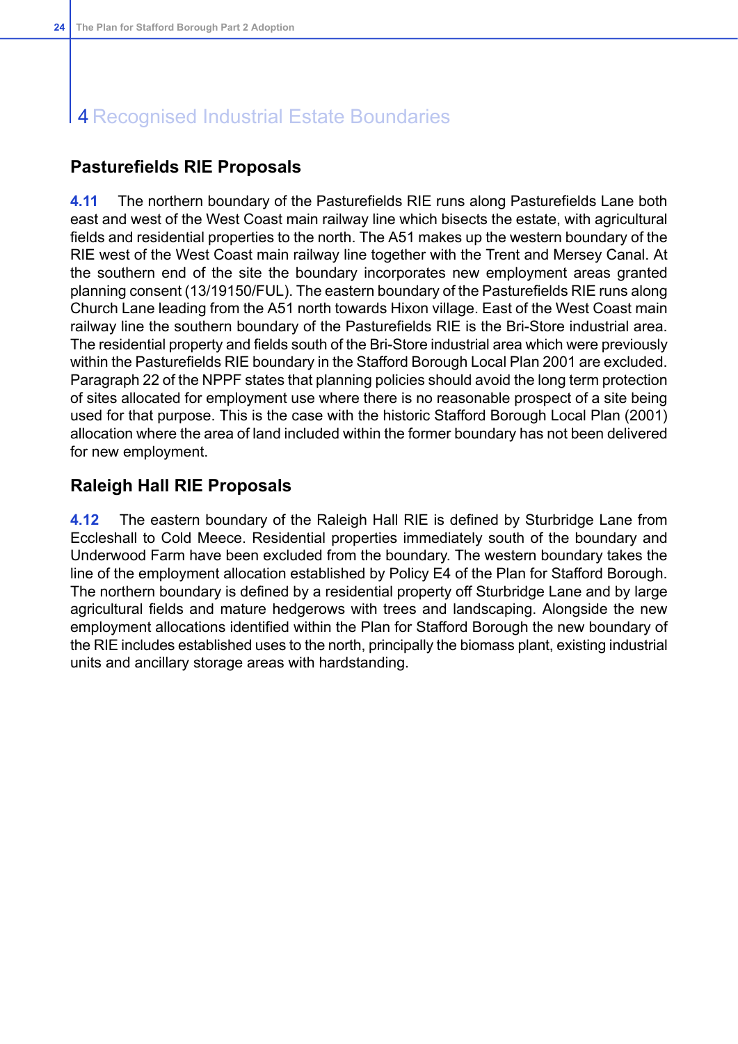# 4 Recognised Industrial Estate Boundaries

## Pasturefields RIE Proposals

**4.11** The northern boundary of the Pasturefields RIE runs along Pasturefields Lane both east and west of the West Coast main railway line which bisects the estate, with agricultural fields and residential properties to the north. The A51 makes up the western boundary of the RIE west of the West Coast main railway line together with the Trent and Mersey Canal. At the southern end of the site the boundary incorporates new employment areas granted planning consent (13/19150/FUL). The eastern boundary of the Pasturefields RIE runs along Church Lane leading from the A51 north towards Hixon village. East of the West Coast main railway line the southern boundary of the Pasturefields RIE is the Bri-Store industrial area. The residential property and fields south of the Bri-Store industrial area which were previously within the Pasturefields RIE boundary in the Stafford Borough Local Plan 2001 are excluded. Paragraph 22 of the NPPF states that planning policies should avoid the long term protection of sites allocated for employment use where there is no reasonable prospect of a site being used for that purpose. This is the case with the historic Stafford Borough Local Plan (2001) allocation where the area of land included within the former boundary has not been delivered for new employment.

## Raleigh Hall RIE Proposals

**4.12** The eastern boundary of the Raleigh Hall RIE is defined by Sturbridge Lane from Eccleshall to Cold Meece. Residential properties immediately south of the boundary and Underwood Farm have been excluded from the boundary. The western boundary takes the line of the employment allocation established by Policy E4 of the Plan for Stafford Borough. The northern boundary is defined by a residential property off Sturbridge Lane and by large agricultural fields and mature hedgerows with trees and landscaping. Alongside the new employment allocations identified within the Plan for Stafford Borough the new boundary of the RIE includes established uses to the north, principally the biomass plant, existing industrial units and ancillary storage areas with hardstanding.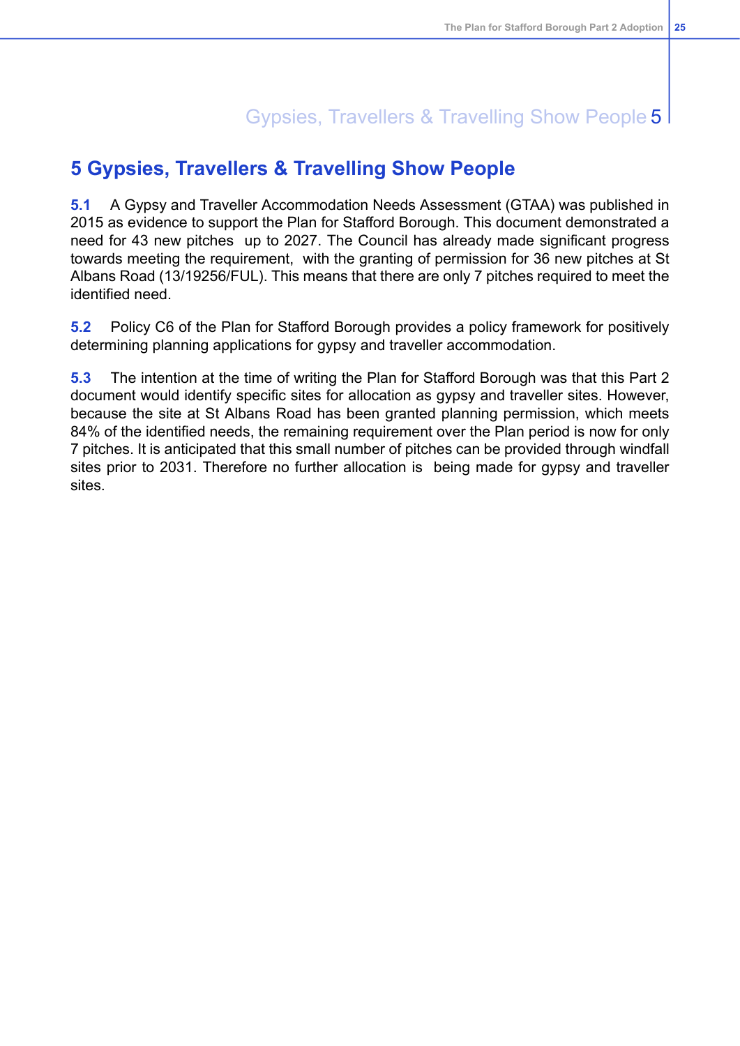# 5 Gypsies, Travellers & Travelling Show People

**5.1** A Gypsy and Traveller Accommodation Needs Assessment (GTAA) was published in 2015 as evidence to support the Plan for Stafford Borough. This document demonstrated a need for 43 new pitches up to 2027. The Council has already made significant progress towards meeting the requirement, with the granting of permission for 36 new pitches at St Albans Road (13/19256/FUL). This means that there are only 7 pitches required to meet the identified need.

**5.2** Policy C6 of the Plan for Stafford Borough provides a policy framework for positively determining planning applications for gypsy and traveller accommodation.

**5.3** The intention at the time of writing the Plan for Stafford Borough was that this Part 2 document would identify specific sites for allocation as gypsy and traveller sites. However, because the site at St Albans Road has been granted planning permission, which meets 84% of the identified needs, the remaining requirement over the Plan period is now for only 7 pitches. It is anticipated that this small number of pitches can be provided through windfall sites prior to 2031. Therefore no further allocation is being made for gypsy and traveller sites.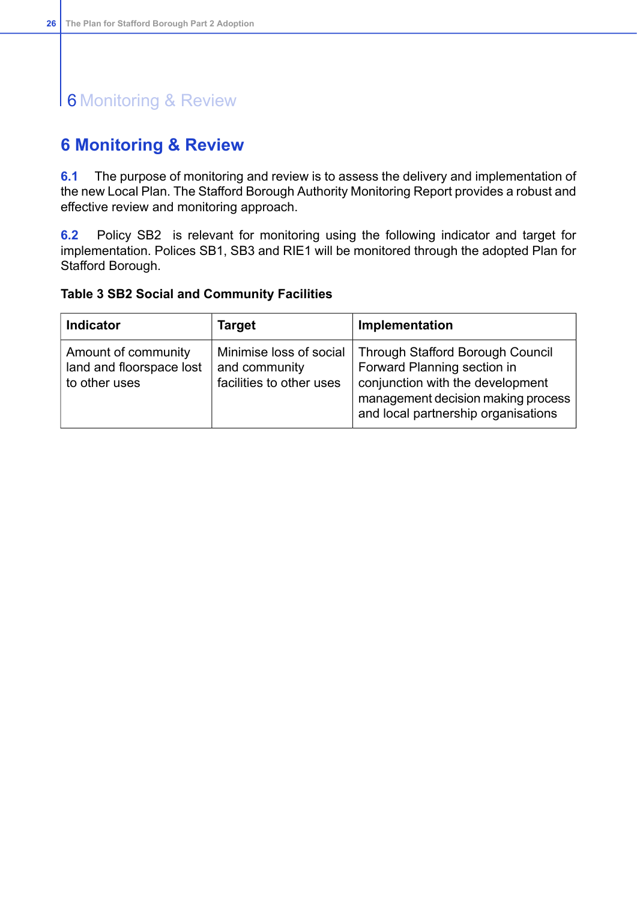# 6 Monitoring & Review

**6.1** The purpose of monitoring and review is to assess the delivery and implementation of the new Local Plan. The Stafford Borough Authority Monitoring Report provides a robust and effective review and monitoring approach.

**6.2** Policy SB2 is relevant for monitoring using the following indicator and target for implementation. Polices SB1, SB3 and RIE1 will be monitored through the adopted Plan for Stafford Borough.

**Table 3 SB2 Social and Community Facilities**

| Indicator | Target | Implementation |
|---|---|---|
| Amount of community land and floorspace lost to other uses | Minimise loss of social and community facilities to other uses | Through Stafford Borough Council Forward Planning section in conjunction with the development management decision making process and local partnership organisations |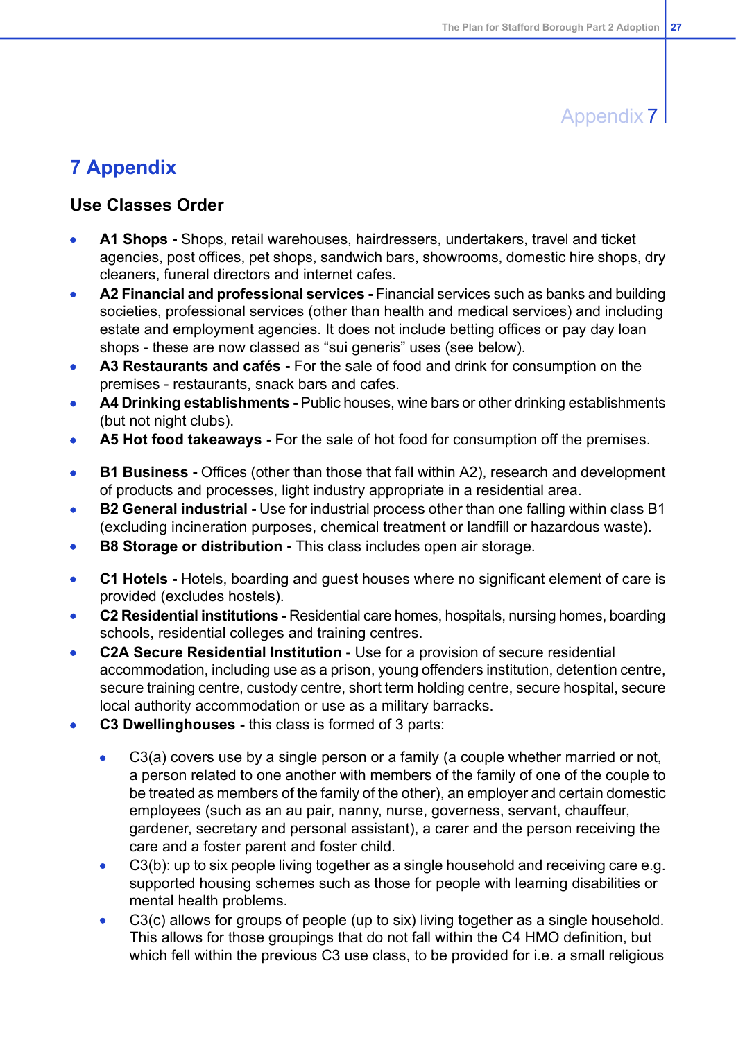# 7 Appendix

## Use Classes Order

- **A1 Shops -** Shops, retail warehouses, hairdressers, undertakers, travel and ticket agencies, post offices, pet shops, sandwich bars, showrooms, domestic hire shops, dry cleaners, funeral directors and internet cafes.
- **A2 Financial and professional services -** Financial services such as banks and building societies, professional services (other than health and medical services) and including estate and employment agencies. It does not include betting offices or pay day loan shops - these are now classed as "sui generis" uses (see below).
- **A3 Restaurants and cafés -** For the sale of food and drink for consumption on the premises - restaurants, snack bars and cafes.
- **A4 Drinking establishments -** Public houses, wine bars or other drinking establishments (but not night clubs).
- **A5 Hot food takeaways -** For the sale of hot food for consumption off the premises.

- **B1 Business -** Offices (other than those that fall within A2), research and development of products and processes, light industry appropriate in a residential area.
- **B2 General industrial -** Use for industrial process other than one falling within class B1 (excluding incineration purposes, chemical treatment or landfill or hazardous waste).
- **B8 Storage or distribution -** This class includes open air storage.

- **C1 Hotels -** Hotels, boarding and guest houses where no significant element of care is provided (excludes hostels).
- **C2 Residential institutions -** Residential care homes, hospitals, nursing homes, boarding schools, residential colleges and training centres.
- **C2A Secure Residential Institution** - Use for a provision of secure residential accommodation, including use as a prison, young offenders institution, detention centre, secure training centre, custody centre, short term holding centre, secure hospital, secure local authority accommodation or use as a military barracks.
- **C3 Dwellinghouses -** this class is formed of 3 parts:
  - C3(a) covers use by a single person or a family (a couple whether married or not, a person related to one another with members of the family of one of the couple to be treated as members of the family of the other), an employer and certain domestic employees (such as an au pair, nanny, nurse, governess, servant, chauffeur, gardener, secretary and personal assistant), a carer and the person receiving the care and a foster parent and foster child.
  - C3(b): up to six people living together as a single household and receiving care e.g. supported housing schemes such as those for people with learning disabilities or mental health problems.
  - C3(c) allows for groups of people (up to six) living together as a single household. This allows for those groupings that do not fall within the C4 HMO definition, but which fell within the previous C3 use class, to be provided for i.e. a small religious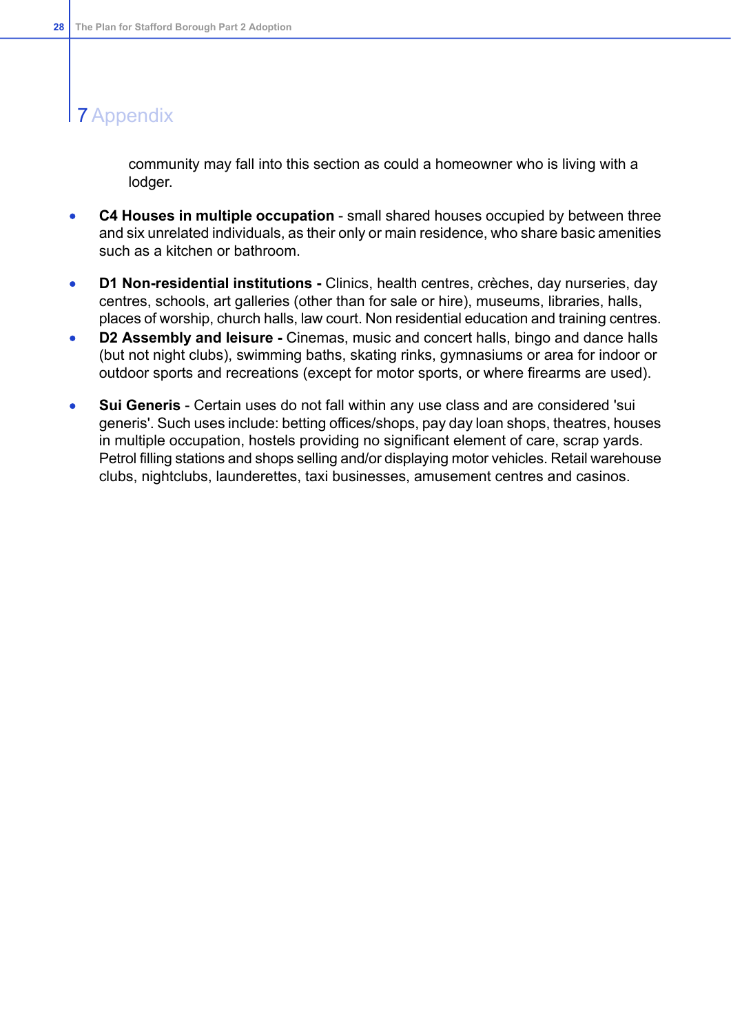# 7 Appendix

community may fall into this section as could a homeowner who is living with a lodger.

- **C4 Houses in multiple occupation** - small shared houses occupied by between three and six unrelated individuals, as their only or main residence, who share basic amenities such as a kitchen or bathroom.

- **D1 Non-residential institutions -** Clinics, health centres, crèches, day nurseries, day centres, schools, art galleries (other than for sale or hire), museums, libraries, halls, places of worship, church halls, law court. Non residential education and training centres.
- **D2 Assembly and leisure -** Cinemas, music and concert halls, bingo and dance halls (but not night clubs), swimming baths, skating rinks, gymnasiums or area for indoor or outdoor sports and recreations (except for motor sports, or where firearms are used).

- **Sui Generis** - Certain uses do not fall within any use class and are considered 'sui generis'. Such uses include: betting offices/shops, pay day loan shops, theatres, houses in multiple occupation, hostels providing no significant element of care, scrap yards. Petrol filling stations and shops selling and/or displaying motor vehicles. Retail warehouse clubs, nightclubs, launderettes, taxi businesses, amusement centres and casinos.